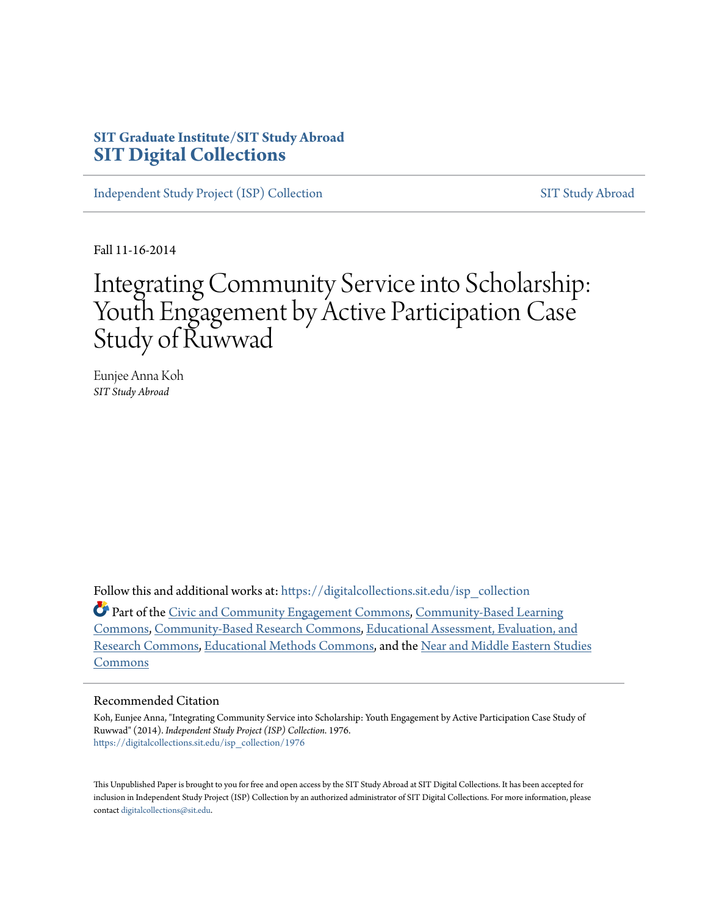SIT Graduate Institute/SIT Study Abroad

**SIT Digital Collections**

Independent Study Project (ISP) Collection | SIT Study Abroad

Fall 11-16-2014

# Integrating Community Service into Scholarship: Youth Engagement by Active Participation Case Study of Ruwwad

Eunjee Anna Koh

*SIT Study Abroad*

Follow this and additional works at: https://digitalcollections.sit.edu/isp_collection

Part of the Civic and Community Engagement Commons, Community-Based Learning Commons, Community-Based Research Commons, Educational Assessment, Evaluation, and Research Commons, Educational Methods Commons, and the Near and Middle Eastern Studies Commons

## Recommended Citation

Koh, Eunjee Anna, "Integrating Community Service into Scholarship: Youth Engagement by Active Participation Case Study of Ruwwad" (2014). *Independent Study Project (ISP) Collection*. 1976.
https://digitalcollections.sit.edu/isp_collection/1976

This Unpublished Paper is brought to you for free and open access by the SIT Study Abroad at SIT Digital Collections. It has been accepted for inclusion in Independent Study Project (ISP) Collection by an authorized administrator of SIT Digital Collections. For more information, please contact digitalcollections@sit.edu.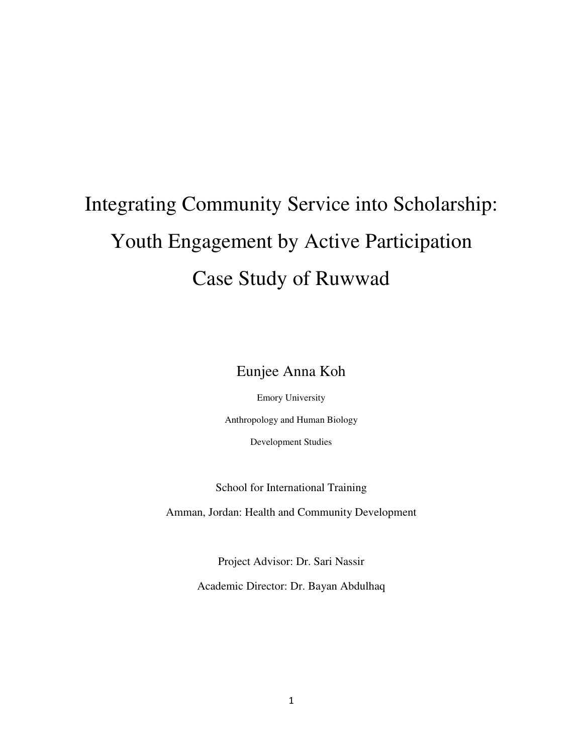# Integrating Community Service into Scholarship: Youth Engagement by Active Participation Case Study of Ruwwad

Eunjee Anna Koh

Emory University

Anthropology and Human Biology

Development Studies

School for International Training

Amman, Jordan: Health and Community Development

Project Advisor: Dr. Sari Nassir

Academic Director: Dr. Bayan Abdulhaq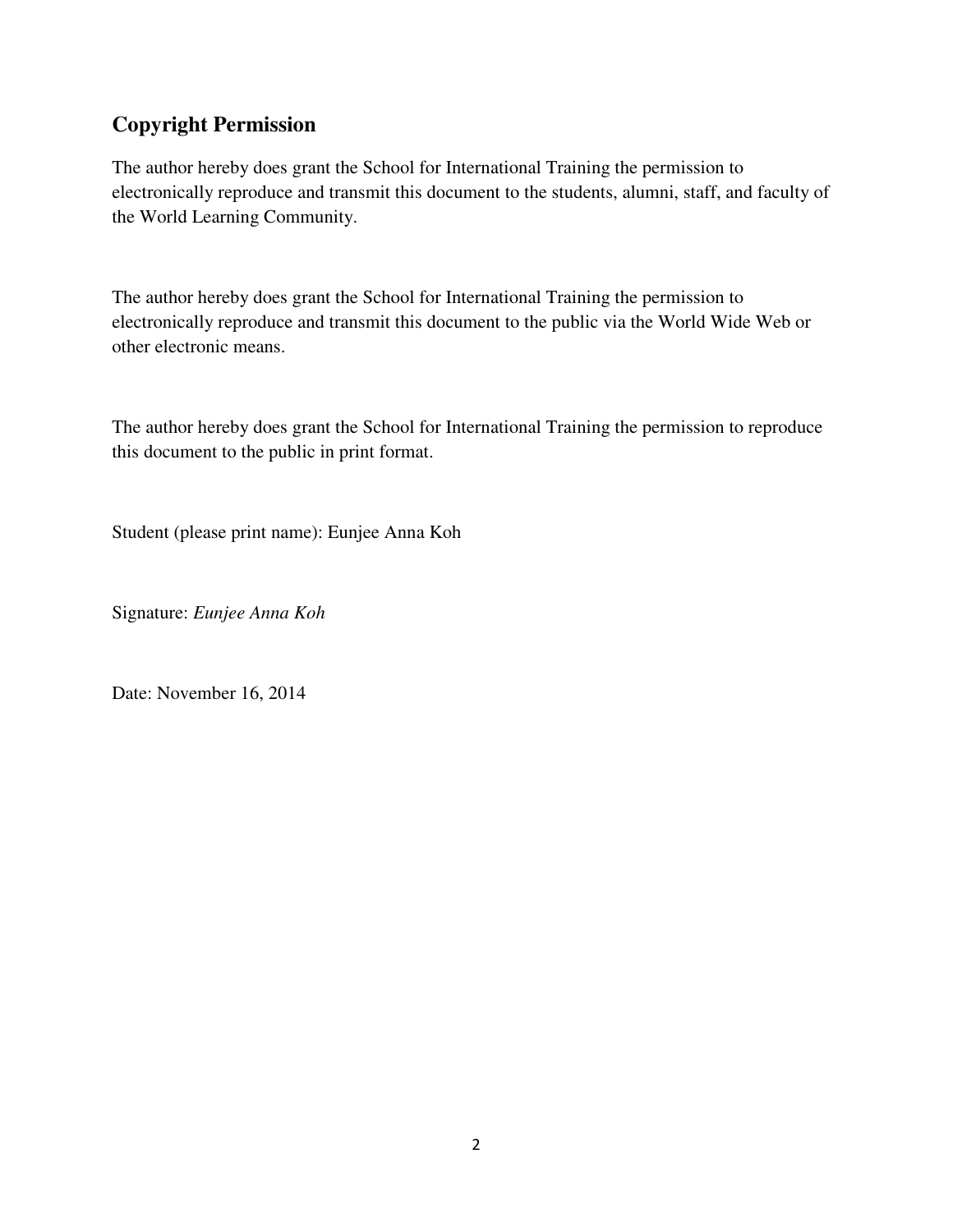## Copyright Permission

The author hereby does grant the School for International Training the permission to electronically reproduce and transmit this document to the students, alumni, staff, and faculty of the World Learning Community.

The author hereby does grant the School for International Training the permission to electronically reproduce and transmit this document to the public via the World Wide Web or other electronic means.

The author hereby does grant the School for International Training the permission to reproduce this document to the public in print format.

Student (please print name): Eunjee Anna Koh

Signature: *Eunjee Anna Koh*

Date: November 16, 2014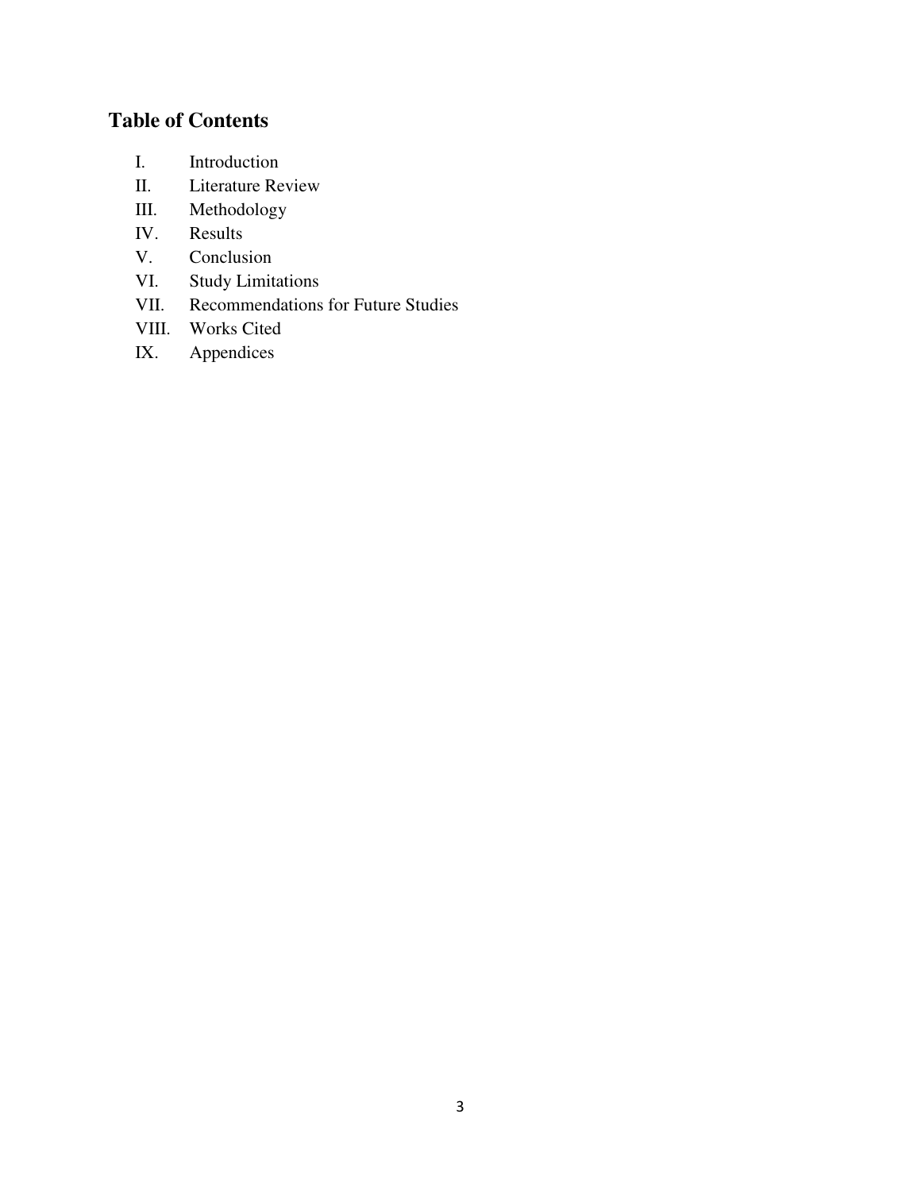## Table of Contents

- I. Introduction
- II. Literature Review
- III. Methodology
- IV. Results
- V. Conclusion
- VI. Study Limitations
- VII. Recommendations for Future Studies
- VIII. Works Cited
- IX. Appendices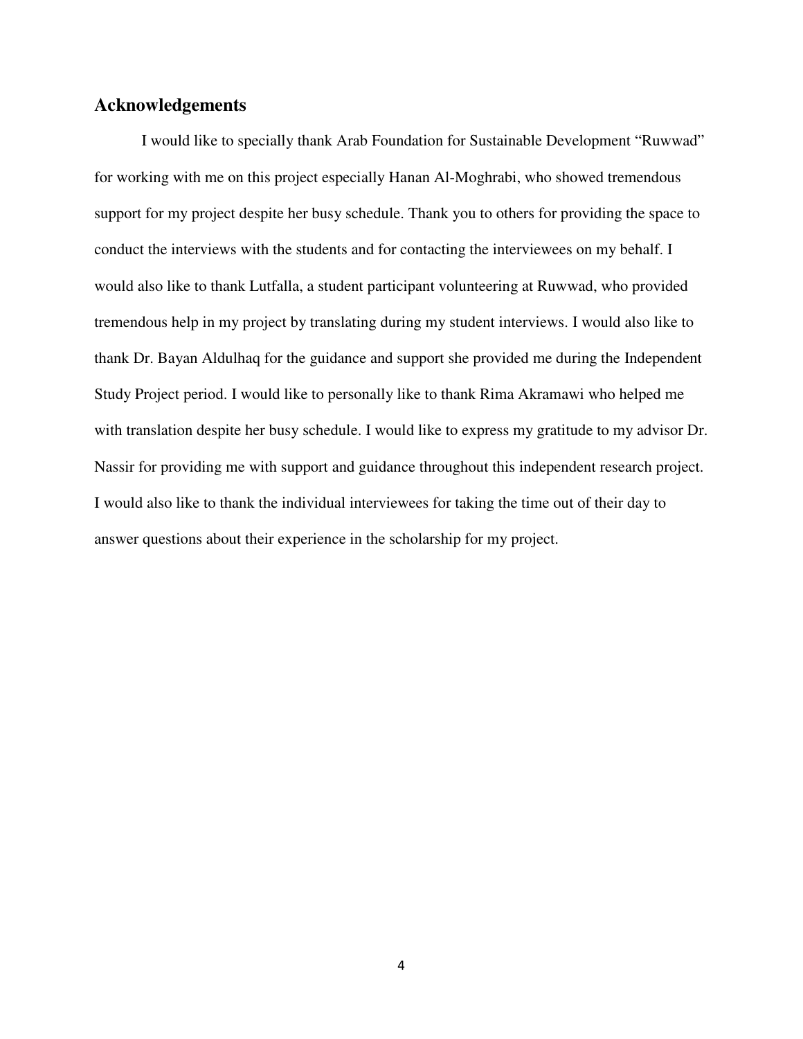## Acknowledgements

I would like to specially thank Arab Foundation for Sustainable Development "Ruwwad" for working with me on this project especially Hanan Al-Moghrabi, who showed tremendous support for my project despite her busy schedule. Thank you to others for providing the space to conduct the interviews with the students and for contacting the interviewees on my behalf. I would also like to thank Lutfalla, a student participant volunteering at Ruwwad, who provided tremendous help in my project by translating during my student interviews. I would also like to thank Dr. Bayan Aldulhaq for the guidance and support she provided me during the Independent Study Project period. I would like to personally like to thank Rima Akramawi who helped me with translation despite her busy schedule. I would like to express my gratitude to my advisor Dr. Nassir for providing me with support and guidance throughout this independent research project. I would also like to thank the individual interviewees for taking the time out of their day to answer questions about their experience in the scholarship for my project.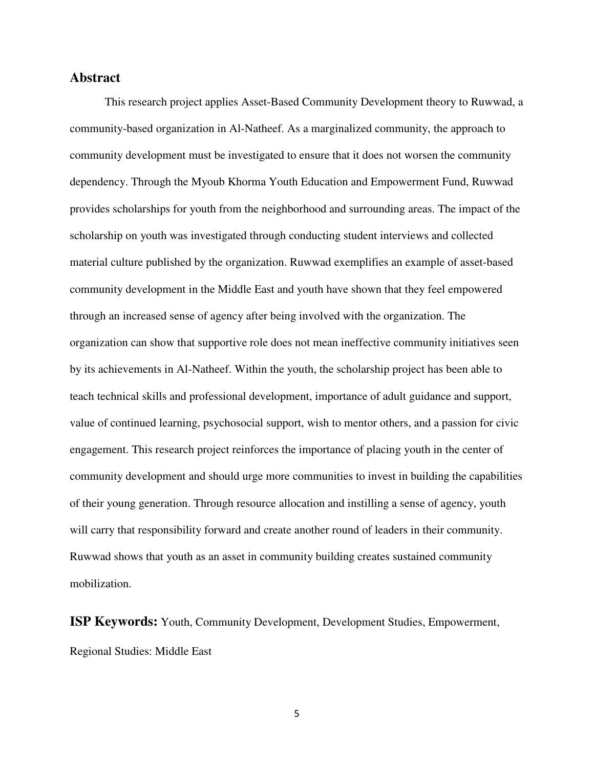## Abstract

This research project applies Asset-Based Community Development theory to Ruwwad, a community-based organization in Al-Natheef. As a marginalized community, the approach to community development must be investigated to ensure that it does not worsen the community dependency. Through the Myoub Khorma Youth Education and Empowerment Fund, Ruwwad provides scholarships for youth from the neighborhood and surrounding areas. The impact of the scholarship on youth was investigated through conducting student interviews and collected material culture published by the organization. Ruwwad exemplifies an example of asset-based community development in the Middle East and youth have shown that they feel empowered through an increased sense of agency after being involved with the organization. The organization can show that supportive role does not mean ineffective community initiatives seen by its achievements in Al-Natheef. Within the youth, the scholarship project has been able to teach technical skills and professional development, importance of adult guidance and support, value of continued learning, psychosocial support, wish to mentor others, and a passion for civic engagement. This research project reinforces the importance of placing youth in the center of community development and should urge more communities to invest in building the capabilities of their young generation. Through resource allocation and instilling a sense of agency, youth will carry that responsibility forward and create another round of leaders in their community. Ruwwad shows that youth as an asset in community building creates sustained community mobilization.

**ISP Keywords:** Youth, Community Development, Development Studies, Empowerment, Regional Studies: Middle East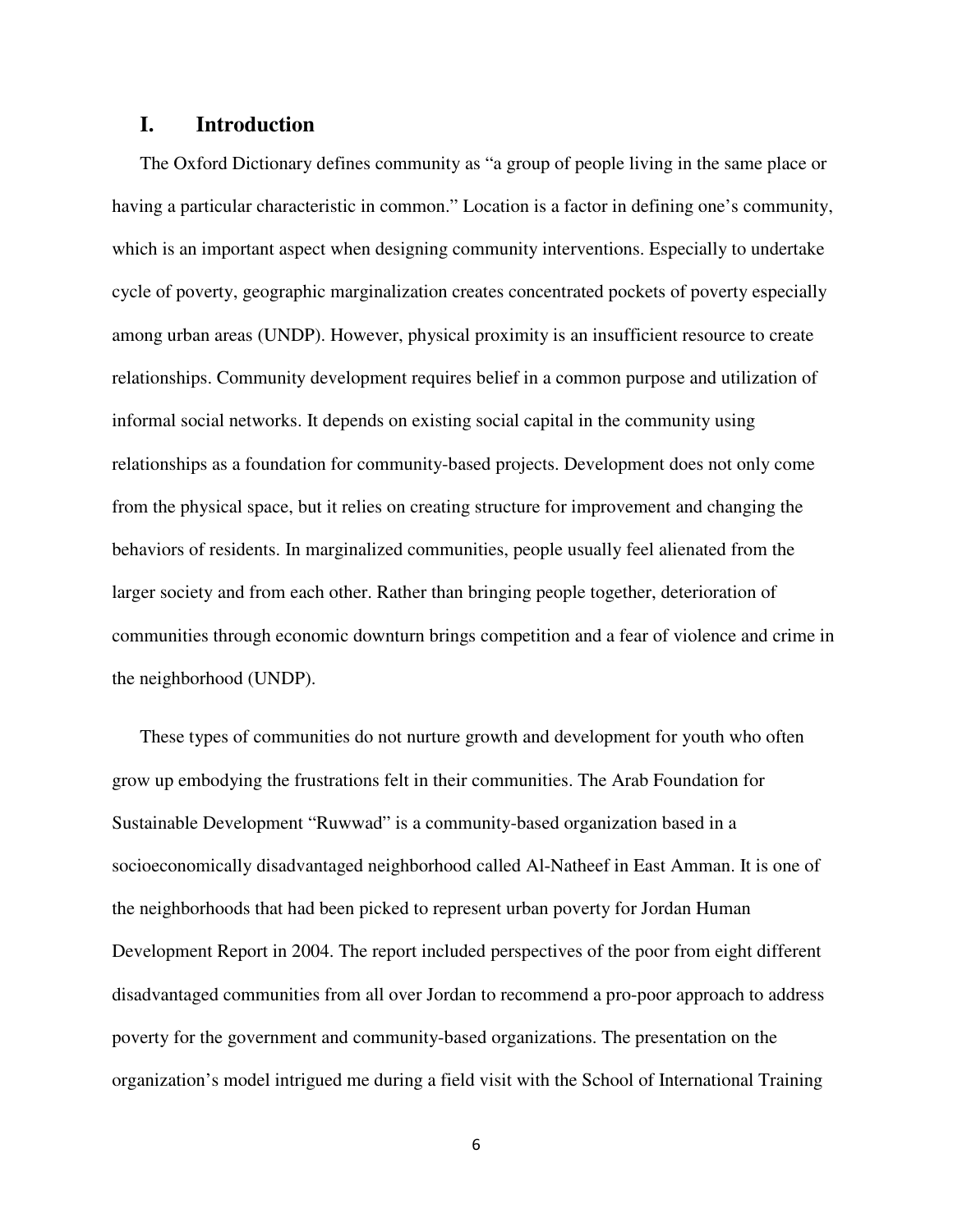## I. Introduction

The Oxford Dictionary defines community as "a group of people living in the same place or having a particular characteristic in common." Location is a factor in defining one's community, which is an important aspect when designing community interventions. Especially to undertake cycle of poverty, geographic marginalization creates concentrated pockets of poverty especially among urban areas (UNDP). However, physical proximity is an insufficient resource to create relationships. Community development requires belief in a common purpose and utilization of informal social networks. It depends on existing social capital in the community using relationships as a foundation for community-based projects. Development does not only come from the physical space, but it relies on creating structure for improvement and changing the behaviors of residents. In marginalized communities, people usually feel alienated from the larger society and from each other. Rather than bringing people together, deterioration of communities through economic downturn brings competition and a fear of violence and crime in the neighborhood (UNDP).

These types of communities do not nurture growth and development for youth who often grow up embodying the frustrations felt in their communities. The Arab Foundation for Sustainable Development "Ruwwad" is a community-based organization based in a socioeconomically disadvantaged neighborhood called Al-Natheef in East Amman. It is one of the neighborhoods that had been picked to represent urban poverty for Jordan Human Development Report in 2004. The report included perspectives of the poor from eight different disadvantaged communities from all over Jordan to recommend a pro-poor approach to address poverty for the government and community-based organizations. The presentation on the organization's model intrigued me during a field visit with the School of International Training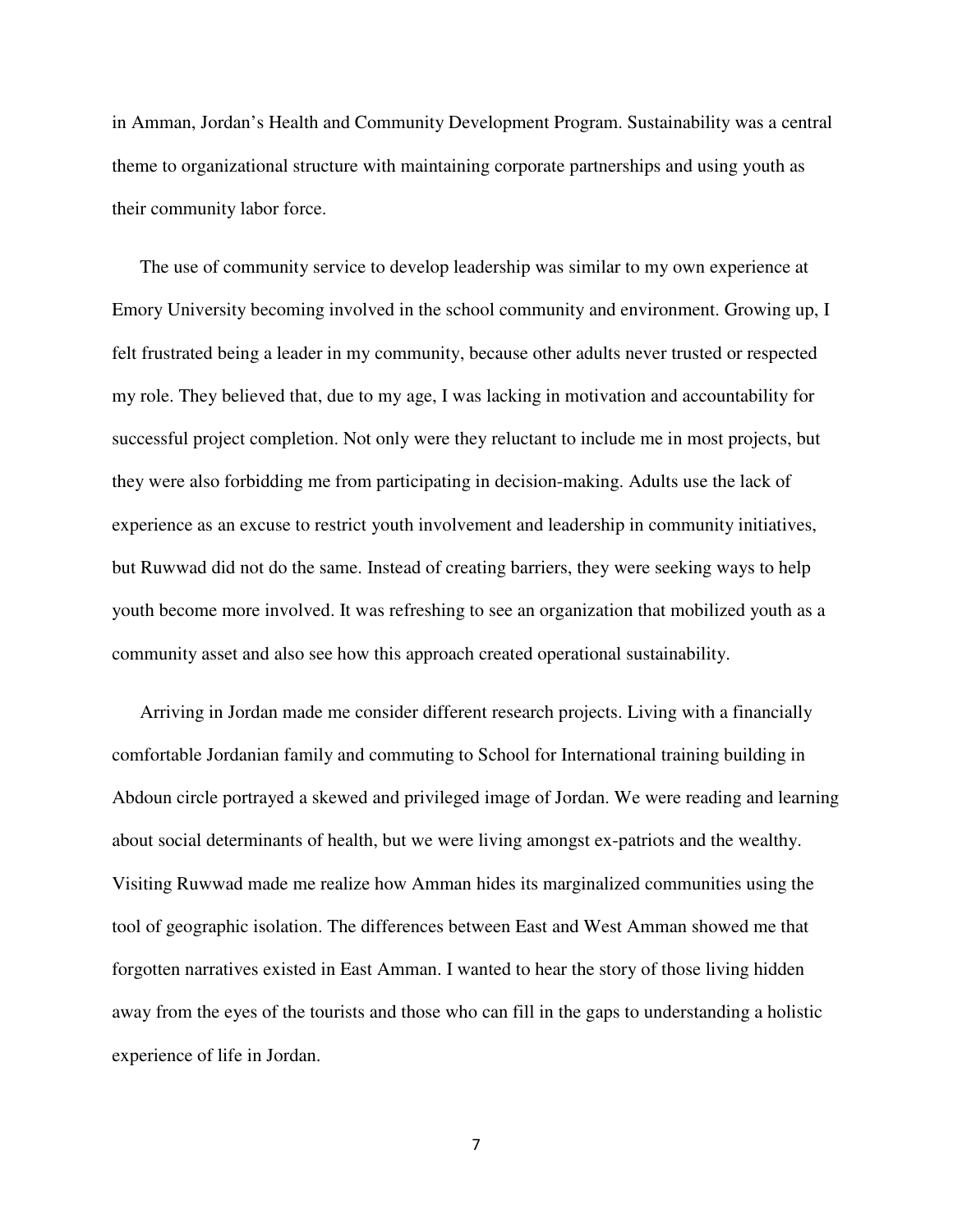in Amman, Jordan's Health and Community Development Program. Sustainability was a central theme to organizational structure with maintaining corporate partnerships and using youth as their community labor force.

The use of community service to develop leadership was similar to my own experience at Emory University becoming involved in the school community and environment. Growing up, I felt frustrated being a leader in my community, because other adults never trusted or respected my role. They believed that, due to my age, I was lacking in motivation and accountability for successful project completion. Not only were they reluctant to include me in most projects, but they were also forbidding me from participating in decision-making. Adults use the lack of experience as an excuse to restrict youth involvement and leadership in community initiatives, but Ruwwad did not do the same. Instead of creating barriers, they were seeking ways to help youth become more involved. It was refreshing to see an organization that mobilized youth as a community asset and also see how this approach created operational sustainability.

Arriving in Jordan made me consider different research projects. Living with a financially comfortable Jordanian family and commuting to School for International training building in Abdoun circle portrayed a skewed and privileged image of Jordan. We were reading and learning about social determinants of health, but we were living amongst ex-patriots and the wealthy. Visiting Ruwwad made me realize how Amman hides its marginalized communities using the tool of geographic isolation. The differences between East and West Amman showed me that forgotten narratives existed in East Amman. I wanted to hear the story of those living hidden away from the eyes of the tourists and those who can fill in the gaps to understanding a holistic experience of life in Jordan.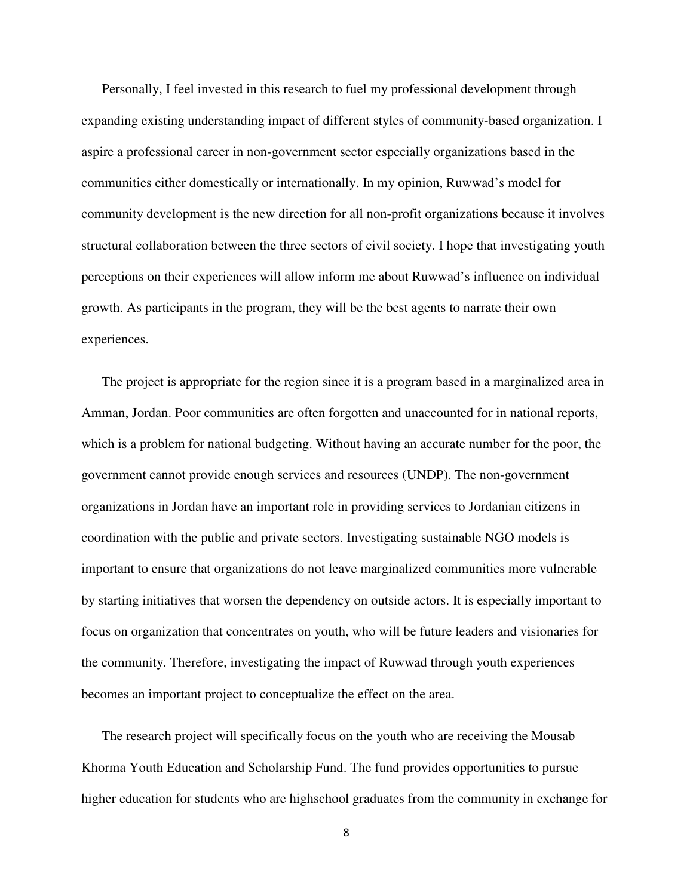Personally, I feel invested in this research to fuel my professional development through expanding existing understanding impact of different styles of community-based organization. I aspire a professional career in non-government sector especially organizations based in the communities either domestically or internationally. In my opinion, Ruwwad's model for community development is the new direction for all non-profit organizations because it involves structural collaboration between the three sectors of civil society. I hope that investigating youth perceptions on their experiences will allow inform me about Ruwwad's influence on individual growth. As participants in the program, they will be the best agents to narrate their own experiences.

The project is appropriate for the region since it is a program based in a marginalized area in Amman, Jordan. Poor communities are often forgotten and unaccounted for in national reports, which is a problem for national budgeting. Without having an accurate number for the poor, the government cannot provide enough services and resources (UNDP). The non-government organizations in Jordan have an important role in providing services to Jordanian citizens in coordination with the public and private sectors. Investigating sustainable NGO models is important to ensure that organizations do not leave marginalized communities more vulnerable by starting initiatives that worsen the dependency on outside actors. It is especially important to focus on organization that concentrates on youth, who will be future leaders and visionaries for the community. Therefore, investigating the impact of Ruwwad through youth experiences becomes an important project to conceptualize the effect on the area.

The research project will specifically focus on the youth who are receiving the Mousab Khorma Youth Education and Scholarship Fund. The fund provides opportunities to pursue higher education for students who are highschool graduates from the community in exchange for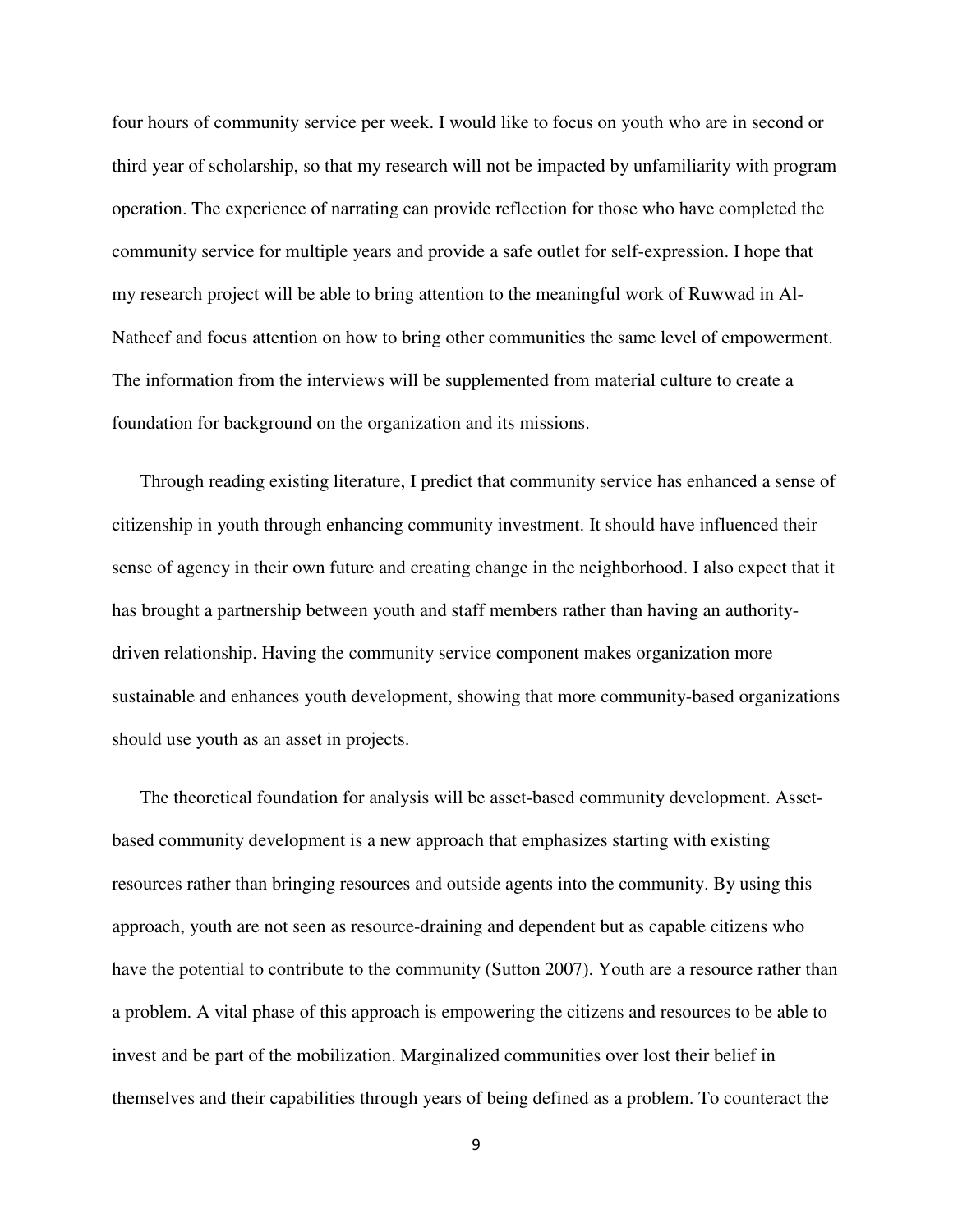four hours of community service per week. I would like to focus on youth who are in second or third year of scholarship, so that my research will not be impacted by unfamiliarity with program operation. The experience of narrating can provide reflection for those who have completed the community service for multiple years and provide a safe outlet for self-expression. I hope that my research project will be able to bring attention to the meaningful work of Ruwwad in Al-Natheef and focus attention on how to bring other communities the same level of empowerment. The information from the interviews will be supplemented from material culture to create a foundation for background on the organization and its missions.

Through reading existing literature, I predict that community service has enhanced a sense of citizenship in youth through enhancing community investment. It should have influenced their sense of agency in their own future and creating change in the neighborhood. I also expect that it has brought a partnership between youth and staff members rather than having an authority-driven relationship. Having the community service component makes organization more sustainable and enhances youth development, showing that more community-based organizations should use youth as an asset in projects.

The theoretical foundation for analysis will be asset-based community development. Asset-based community development is a new approach that emphasizes starting with existing resources rather than bringing resources and outside agents into the community. By using this approach, youth are not seen as resource-draining and dependent but as capable citizens who have the potential to contribute to the community (Sutton 2007). Youth are a resource rather than a problem. A vital phase of this approach is empowering the citizens and resources to be able to invest and be part of the mobilization. Marginalized communities over lost their belief in themselves and their capabilities through years of being defined as a problem. To counteract the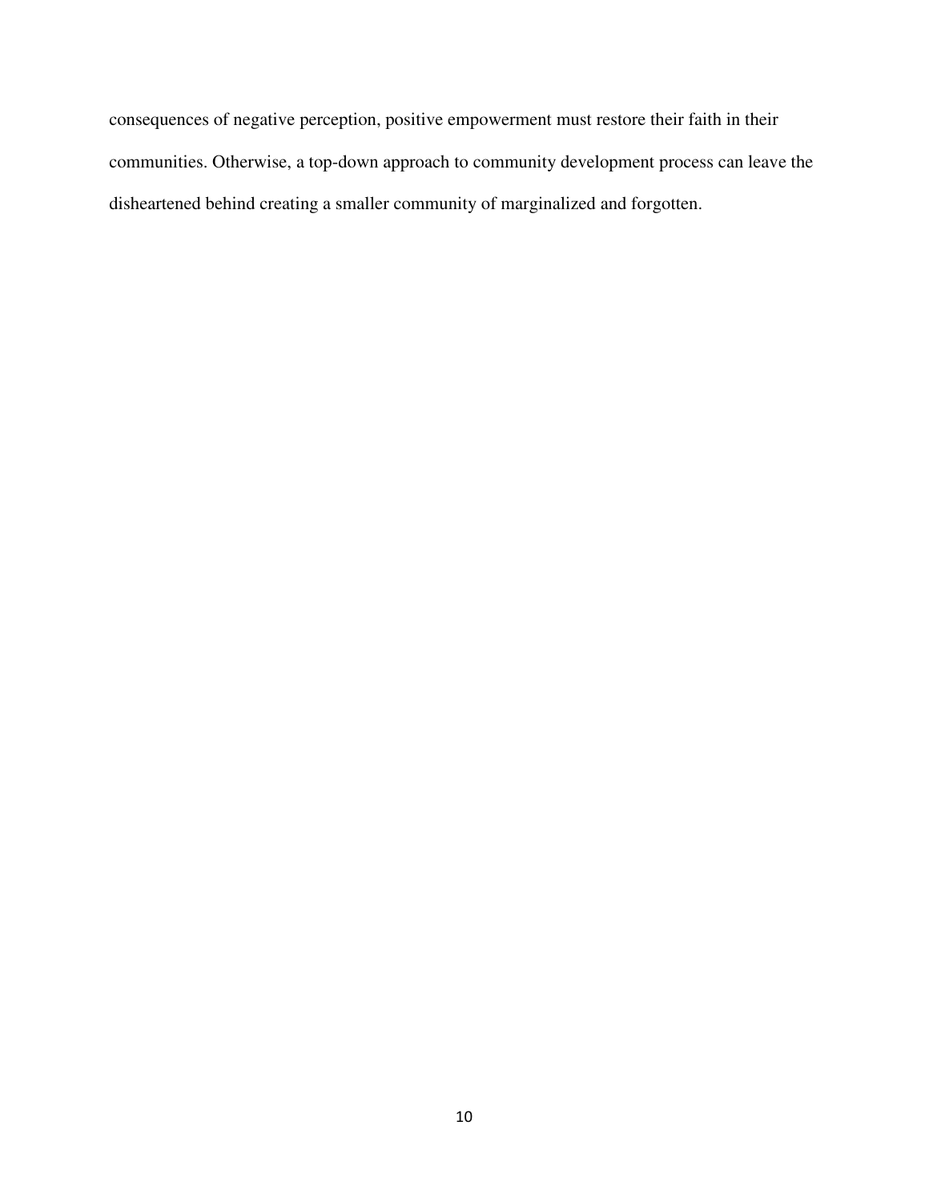consequences of negative perception, positive empowerment must restore their faith in their communities. Otherwise, a top-down approach to community development process can leave the disheartened behind creating a smaller community of marginalized and forgotten.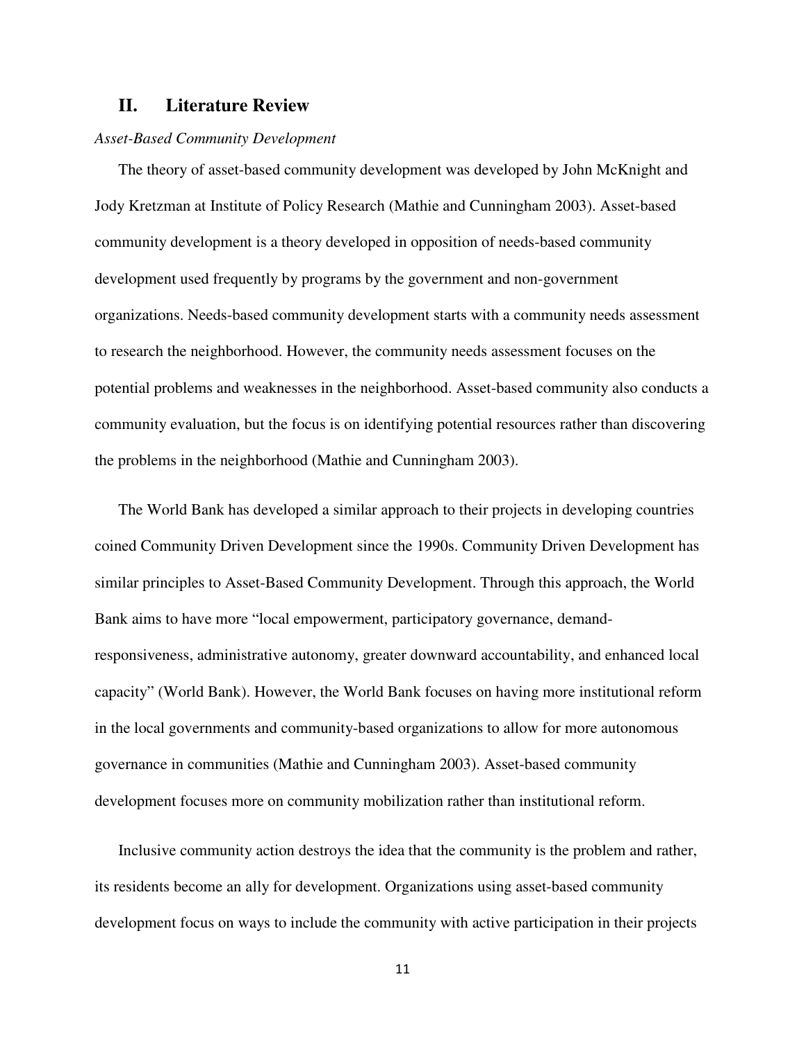## II. Literature Review

*Asset-Based Community Development*

The theory of asset-based community development was developed by John McKnight and Jody Kretzman at Institute of Policy Research (Mathie and Cunningham 2003). Asset-based community development is a theory developed in opposition of needs-based community development used frequently by programs by the government and non-government organizations. Needs-based community development starts with a community needs assessment to research the neighborhood. However, the community needs assessment focuses on the potential problems and weaknesses in the neighborhood. Asset-based community also conducts a community evaluation, but the focus is on identifying potential resources rather than discovering the problems in the neighborhood (Mathie and Cunningham 2003).

The World Bank has developed a similar approach to their projects in developing countries coined Community Driven Development since the 1990s. Community Driven Development has similar principles to Asset-Based Community Development. Through this approach, the World Bank aims to have more "local empowerment, participatory governance, demand-responsiveness, administrative autonomy, greater downward accountability, and enhanced local capacity" (World Bank). However, the World Bank focuses on having more institutional reform in the local governments and community-based organizations to allow for more autonomous governance in communities (Mathie and Cunningham 2003). Asset-based community development focuses more on community mobilization rather than institutional reform.

Inclusive community action destroys the idea that the community is the problem and rather, its residents become an ally for development. Organizations using asset-based community development focus on ways to include the community with active participation in their projects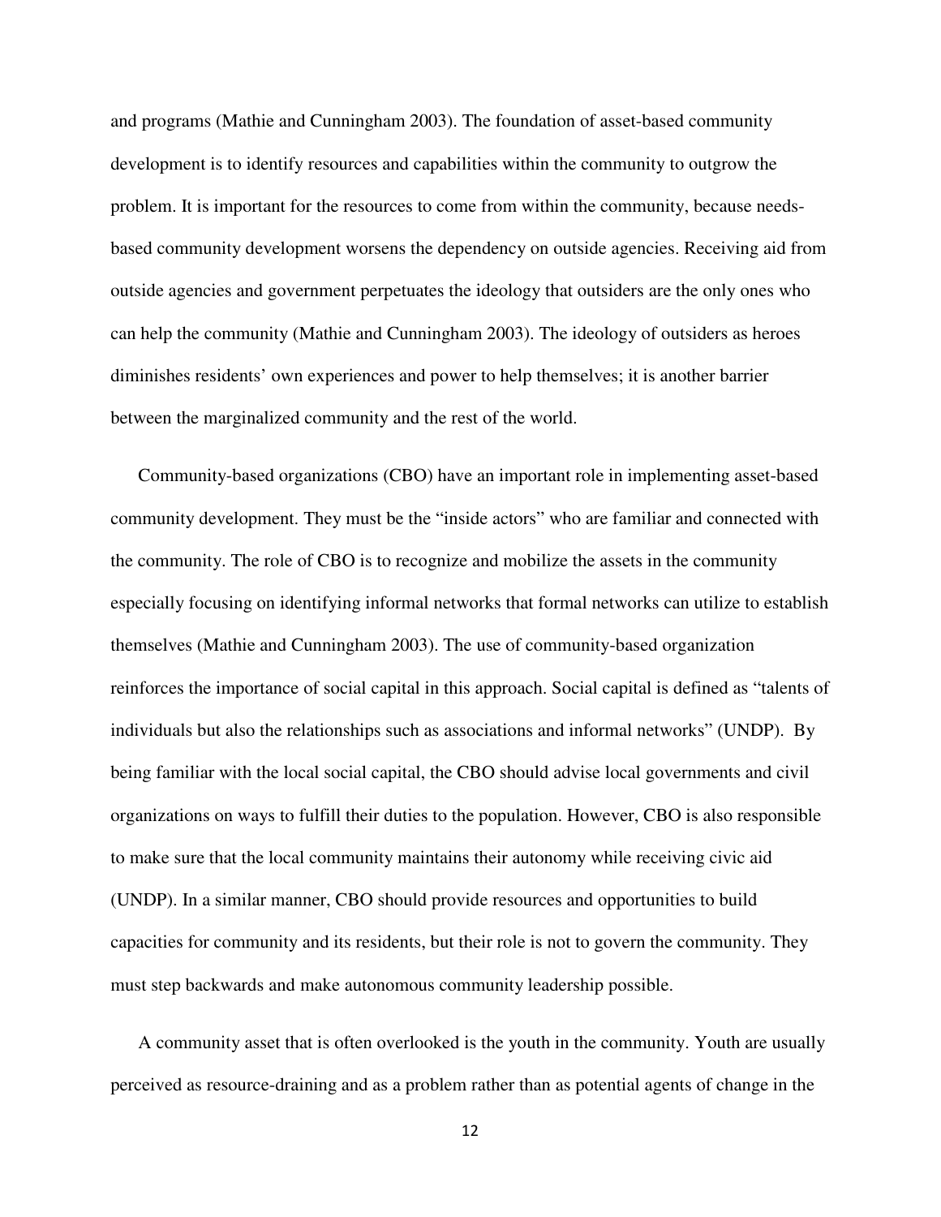and programs (Mathie and Cunningham 2003). The foundation of asset-based community development is to identify resources and capabilities within the community to outgrow the problem. It is important for the resources to come from within the community, because needs-based community development worsens the dependency on outside agencies. Receiving aid from outside agencies and government perpetuates the ideology that outsiders are the only ones who can help the community (Mathie and Cunningham 2003). The ideology of outsiders as heroes diminishes residents' own experiences and power to help themselves; it is another barrier between the marginalized community and the rest of the world.

Community-based organizations (CBO) have an important role in implementing asset-based community development. They must be the "inside actors" who are familiar and connected with the community. The role of CBO is to recognize and mobilize the assets in the community especially focusing on identifying informal networks that formal networks can utilize to establish themselves (Mathie and Cunningham 2003). The use of community-based organization reinforces the importance of social capital in this approach. Social capital is defined as "talents of individuals but also the relationships such as associations and informal networks" (UNDP). By being familiar with the local social capital, the CBO should advise local governments and civil organizations on ways to fulfill their duties to the population. However, CBO is also responsible to make sure that the local community maintains their autonomy while receiving civic aid (UNDP). In a similar manner, CBO should provide resources and opportunities to build capacities for community and its residents, but their role is not to govern the community. They must step backwards and make autonomous community leadership possible.

A community asset that is often overlooked is the youth in the community. Youth are usually perceived as resource-draining and as a problem rather than as potential agents of change in the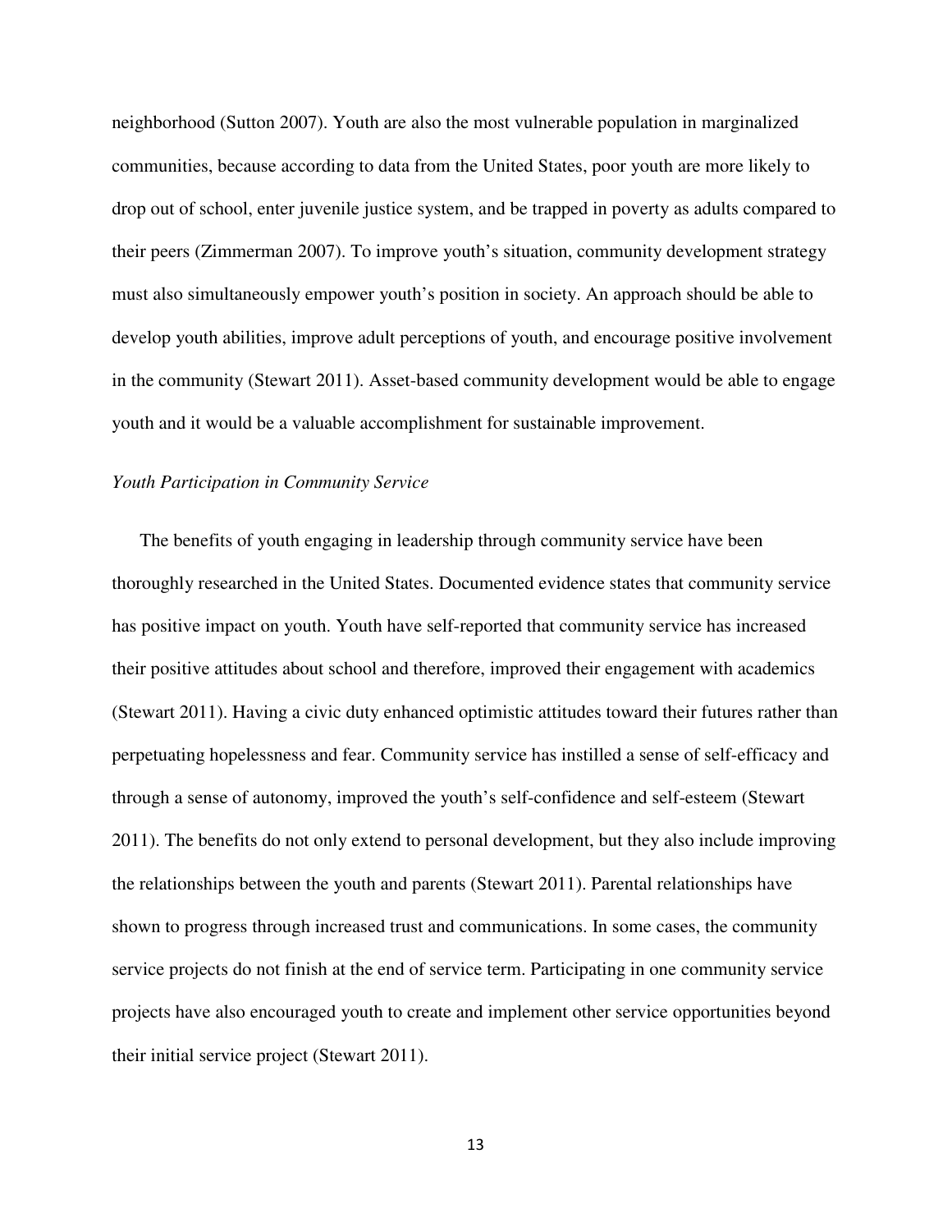neighborhood (Sutton 2007). Youth are also the most vulnerable population in marginalized communities, because according to data from the United States, poor youth are more likely to drop out of school, enter juvenile justice system, and be trapped in poverty as adults compared to their peers (Zimmerman 2007). To improve youth's situation, community development strategy must also simultaneously empower youth's position in society. An approach should be able to develop youth abilities, improve adult perceptions of youth, and encourage positive involvement in the community (Stewart 2011). Asset-based community development would be able to engage youth and it would be a valuable accomplishment for sustainable improvement.

*Youth Participation in Community Service*

The benefits of youth engaging in leadership through community service have been thoroughly researched in the United States. Documented evidence states that community service has positive impact on youth. Youth have self-reported that community service has increased their positive attitudes about school and therefore, improved their engagement with academics (Stewart 2011). Having a civic duty enhanced optimistic attitudes toward their futures rather than perpetuating hopelessness and fear. Community service has instilled a sense of self-efficacy and through a sense of autonomy, improved the youth's self-confidence and self-esteem (Stewart 2011). The benefits do not only extend to personal development, but they also include improving the relationships between the youth and parents (Stewart 2011). Parental relationships have shown to progress through increased trust and communications. In some cases, the community service projects do not finish at the end of service term. Participating in one community service projects have also encouraged youth to create and implement other service opportunities beyond their initial service project (Stewart 2011).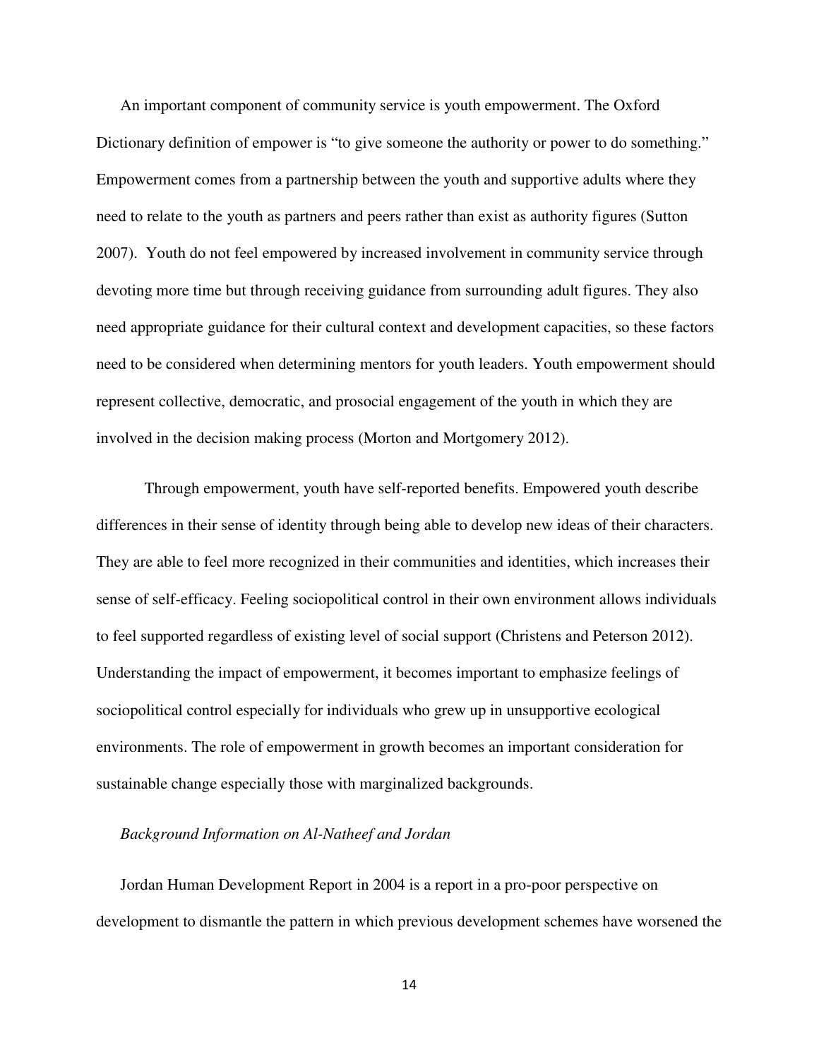An important component of community service is youth empowerment. The Oxford Dictionary definition of empower is "to give someone the authority or power to do something." Empowerment comes from a partnership between the youth and supportive adults where they need to relate to the youth as partners and peers rather than exist as authority figures (Sutton 2007). Youth do not feel empowered by increased involvement in community service through devoting more time but through receiving guidance from surrounding adult figures. They also need appropriate guidance for their cultural context and development capacities, so these factors need to be considered when determining mentors for youth leaders. Youth empowerment should represent collective, democratic, and prosocial engagement of the youth in which they are involved in the decision making process (Morton and Mortgomery 2012).

Through empowerment, youth have self-reported benefits. Empowered youth describe differences in their sense of identity through being able to develop new ideas of their characters. They are able to feel more recognized in their communities and identities, which increases their sense of self-efficacy. Feeling sociopolitical control in their own environment allows individuals to feel supported regardless of existing level of social support (Christens and Peterson 2012). Understanding the impact of empowerment, it becomes important to emphasize feelings of sociopolitical control especially for individuals who grew up in unsupportive ecological environments. The role of empowerment in growth becomes an important consideration for sustainable change especially those with marginalized backgrounds.

*Background Information on Al-Natheef and Jordan*

Jordan Human Development Report in 2004 is a report in a pro-poor perspective on development to dismantle the pattern in which previous development schemes have worsened the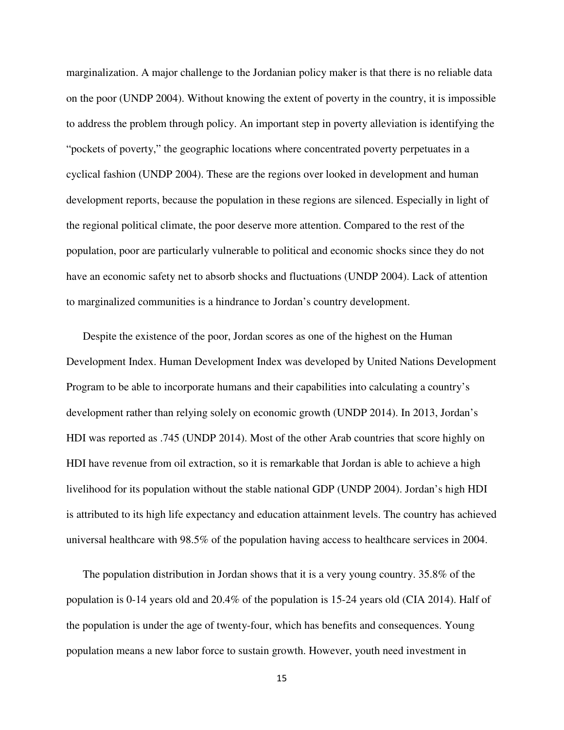marginalization. A major challenge to the Jordanian policy maker is that there is no reliable data on the poor (UNDP 2004). Without knowing the extent of poverty in the country, it is impossible to address the problem through policy. An important step in poverty alleviation is identifying the "pockets of poverty," the geographic locations where concentrated poverty perpetuates in a cyclical fashion (UNDP 2004). These are the regions over looked in development and human development reports, because the population in these regions are silenced. Especially in light of the regional political climate, the poor deserve more attention. Compared to the rest of the population, poor are particularly vulnerable to political and economic shocks since they do not have an economic safety net to absorb shocks and fluctuations (UNDP 2004). Lack of attention to marginalized communities is a hindrance to Jordan's country development.

Despite the existence of the poor, Jordan scores as one of the highest on the Human Development Index. Human Development Index was developed by United Nations Development Program to be able to incorporate humans and their capabilities into calculating a country's development rather than relying solely on economic growth (UNDP 2014). In 2013, Jordan's HDI was reported as .745 (UNDP 2014). Most of the other Arab countries that score highly on HDI have revenue from oil extraction, so it is remarkable that Jordan is able to achieve a high livelihood for its population without the stable national GDP (UNDP 2004). Jordan's high HDI is attributed to its high life expectancy and education attainment levels. The country has achieved universal healthcare with 98.5% of the population having access to healthcare services in 2004.

The population distribution in Jordan shows that it is a very young country. 35.8% of the population is 0-14 years old and 20.4% of the population is 15-24 years old (CIA 2014). Half of the population is under the age of twenty-four, which has benefits and consequences. Young population means a new labor force to sustain growth. However, youth need investment in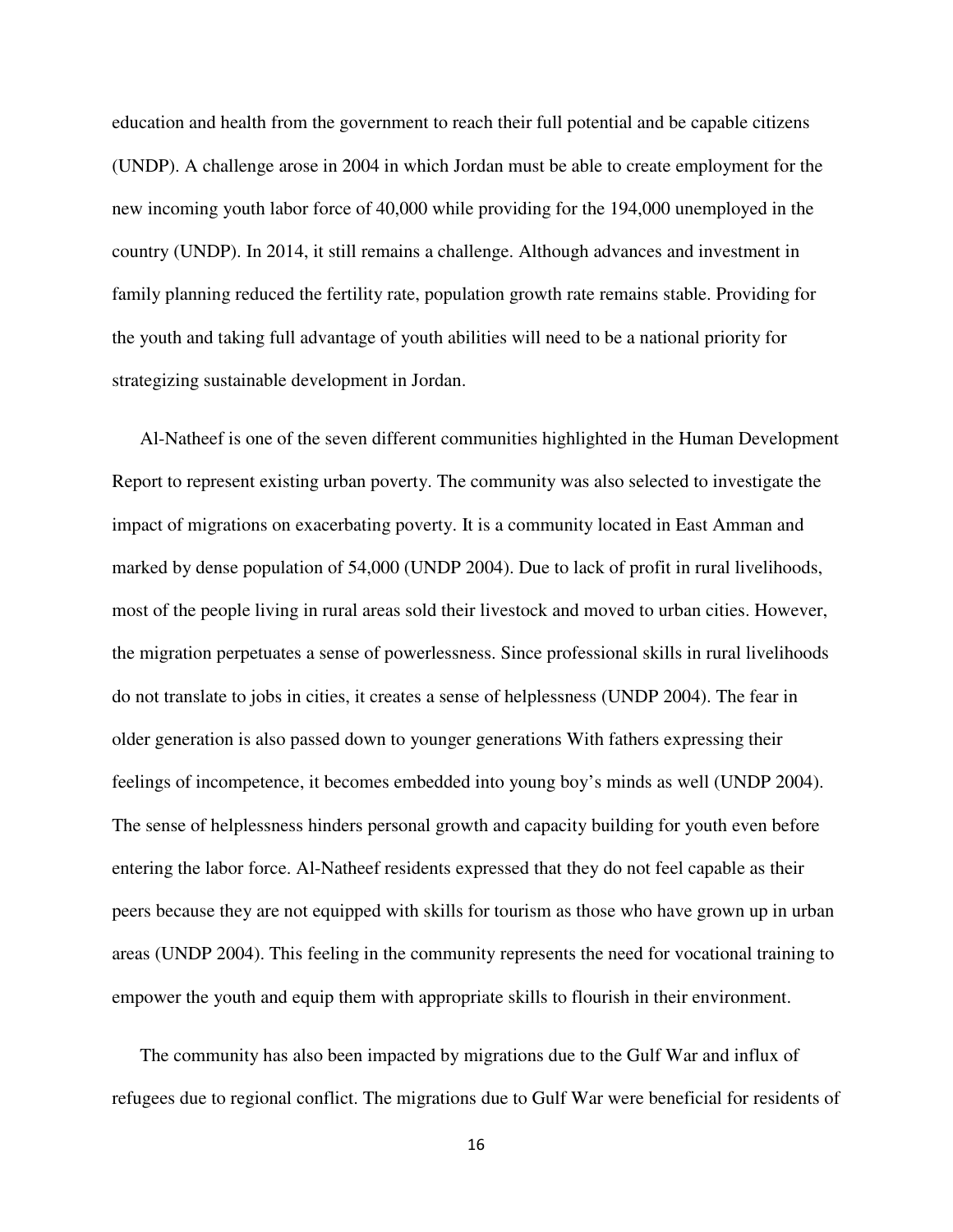education and health from the government to reach their full potential and be capable citizens (UNDP). A challenge arose in 2004 in which Jordan must be able to create employment for the new incoming youth labor force of 40,000 while providing for the 194,000 unemployed in the country (UNDP). In 2014, it still remains a challenge. Although advances and investment in family planning reduced the fertility rate, population growth rate remains stable. Providing for the youth and taking full advantage of youth abilities will need to be a national priority for strategizing sustainable development in Jordan.

Al-Natheef is one of the seven different communities highlighted in the Human Development Report to represent existing urban poverty. The community was also selected to investigate the impact of migrations on exacerbating poverty. It is a community located in East Amman and marked by dense population of 54,000 (UNDP 2004). Due to lack of profit in rural livelihoods, most of the people living in rural areas sold their livestock and moved to urban cities. However, the migration perpetuates a sense of powerlessness. Since professional skills in rural livelihoods do not translate to jobs in cities, it creates a sense of helplessness (UNDP 2004). The fear in older generation is also passed down to younger generations With fathers expressing their feelings of incompetence, it becomes embedded into young boy's minds as well (UNDP 2004). The sense of helplessness hinders personal growth and capacity building for youth even before entering the labor force. Al-Natheef residents expressed that they do not feel capable as their peers because they are not equipped with skills for tourism as those who have grown up in urban areas (UNDP 2004). This feeling in the community represents the need for vocational training to empower the youth and equip them with appropriate skills to flourish in their environment.

The community has also been impacted by migrations due to the Gulf War and influx of refugees due to regional conflict. The migrations due to Gulf War were beneficial for residents of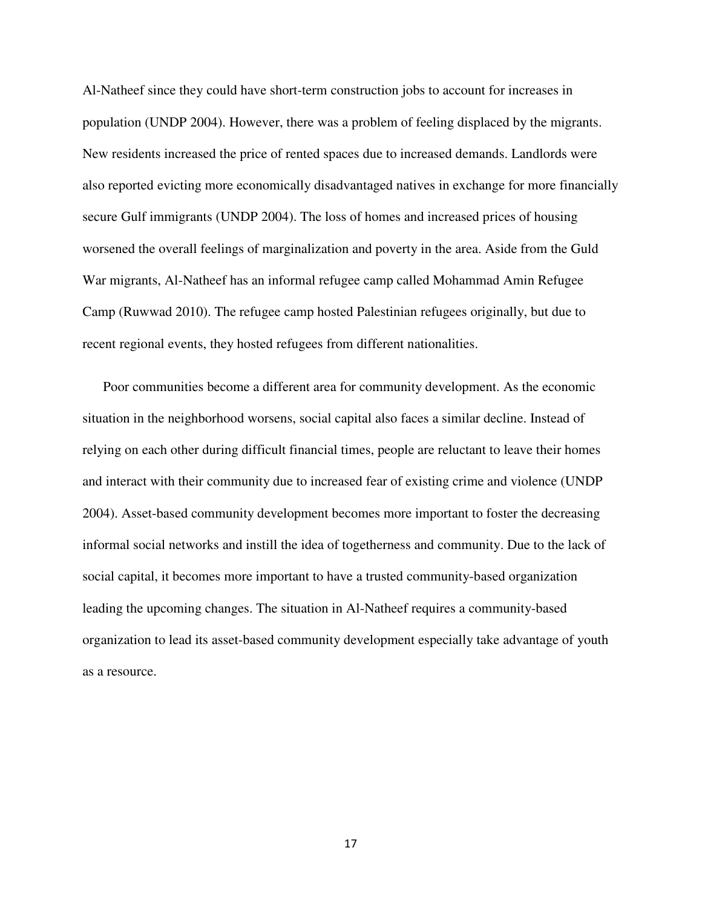Al-Natheef since they could have short-term construction jobs to account for increases in population (UNDP 2004). However, there was a problem of feeling displaced by the migrants. New residents increased the price of rented spaces due to increased demands. Landlords were also reported evicting more economically disadvantaged natives in exchange for more financially secure Gulf immigrants (UNDP 2004). The loss of homes and increased prices of housing worsened the overall feelings of marginalization and poverty in the area. Aside from the Guld War migrants, Al-Natheef has an informal refugee camp called Mohammad Amin Refugee Camp (Ruwwad 2010). The refugee camp hosted Palestinian refugees originally, but due to recent regional events, they hosted refugees from different nationalities.

Poor communities become a different area for community development. As the economic situation in the neighborhood worsens, social capital also faces a similar decline. Instead of relying on each other during difficult financial times, people are reluctant to leave their homes and interact with their community due to increased fear of existing crime and violence (UNDP 2004). Asset-based community development becomes more important to foster the decreasing informal social networks and instill the idea of togetherness and community. Due to the lack of social capital, it becomes more important to have a trusted community-based organization leading the upcoming changes. The situation in Al-Natheef requires a community-based organization to lead its asset-based community development especially take advantage of youth as a resource.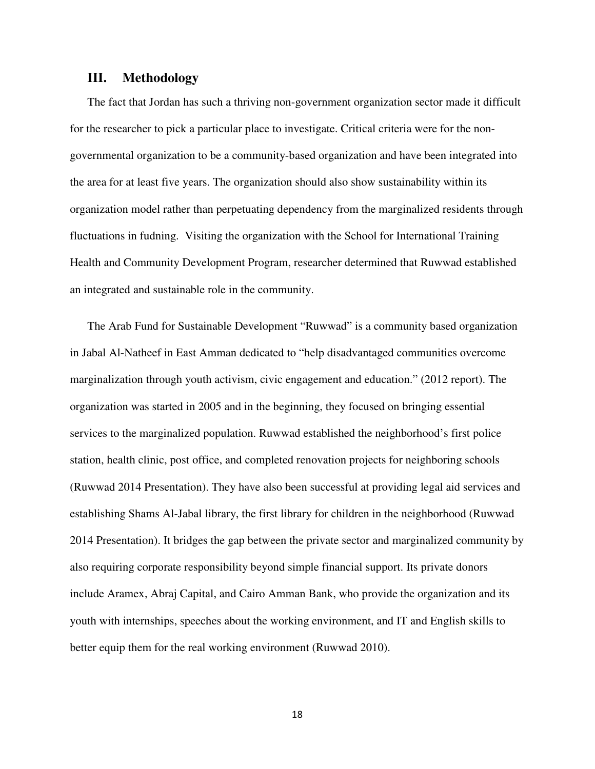## III. Methodology

The fact that Jordan has such a thriving non-government organization sector made it difficult for the researcher to pick a particular place to investigate. Critical criteria were for the non-governmental organization to be a community-based organization and have been integrated into the area for at least five years. The organization should also show sustainability within its organization model rather than perpetuating dependency from the marginalized residents through fluctuations in fudning. Visiting the organization with the School for International Training Health and Community Development Program, researcher determined that Ruwwad established an integrated and sustainable role in the community.

The Arab Fund for Sustainable Development "Ruwwad" is a community based organization in Jabal Al-Natheef in East Amman dedicated to "help disadvantaged communities overcome marginalization through youth activism, civic engagement and education." (2012 report). The organization was started in 2005 and in the beginning, they focused on bringing essential services to the marginalized population. Ruwwad established the neighborhood's first police station, health clinic, post office, and completed renovation projects for neighboring schools (Ruwwad 2014 Presentation). They have also been successful at providing legal aid services and establishing Shams Al-Jabal library, the first library for children in the neighborhood (Ruwwad 2014 Presentation). It bridges the gap between the private sector and marginalized community by also requiring corporate responsibility beyond simple financial support. Its private donors include Aramex, Abraj Capital, and Cairo Amman Bank, who provide the organization and its youth with internships, speeches about the working environment, and IT and English skills to better equip them for the real working environment (Ruwwad 2010).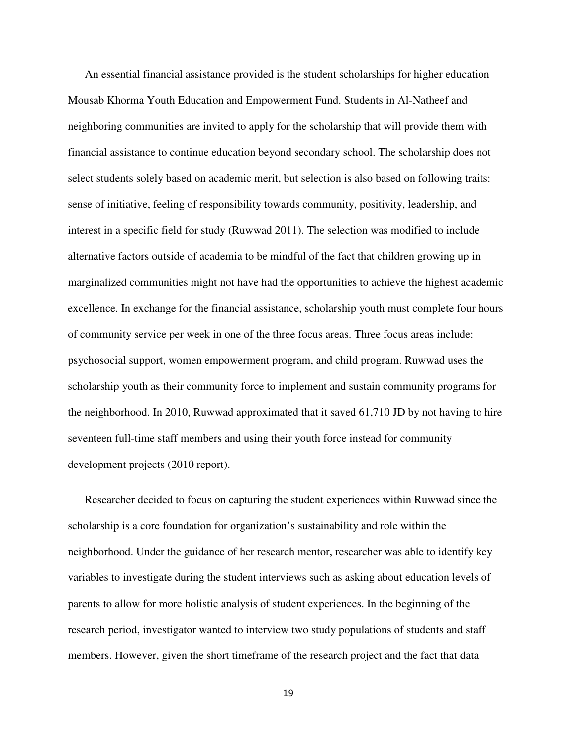An essential financial assistance provided is the student scholarships for higher education Mousab Khorma Youth Education and Empowerment Fund. Students in Al-Natheef and neighboring communities are invited to apply for the scholarship that will provide them with financial assistance to continue education beyond secondary school. The scholarship does not select students solely based on academic merit, but selection is also based on following traits: sense of initiative, feeling of responsibility towards community, positivity, leadership, and interest in a specific field for study (Ruwwad 2011). The selection was modified to include alternative factors outside of academia to be mindful of the fact that children growing up in marginalized communities might not have had the opportunities to achieve the highest academic excellence. In exchange for the financial assistance, scholarship youth must complete four hours of community service per week in one of the three focus areas. Three focus areas include: psychosocial support, women empowerment program, and child program. Ruwwad uses the scholarship youth as their community force to implement and sustain community programs for the neighborhood. In 2010, Ruwwad approximated that it saved 61,710 JD by not having to hire seventeen full-time staff members and using their youth force instead for community development projects (2010 report).

Researcher decided to focus on capturing the student experiences within Ruwwad since the scholarship is a core foundation for organization's sustainability and role within the neighborhood. Under the guidance of her research mentor, researcher was able to identify key variables to investigate during the student interviews such as asking about education levels of parents to allow for more holistic analysis of student experiences. In the beginning of the research period, investigator wanted to interview two study populations of students and staff members. However, given the short timeframe of the research project and the fact that data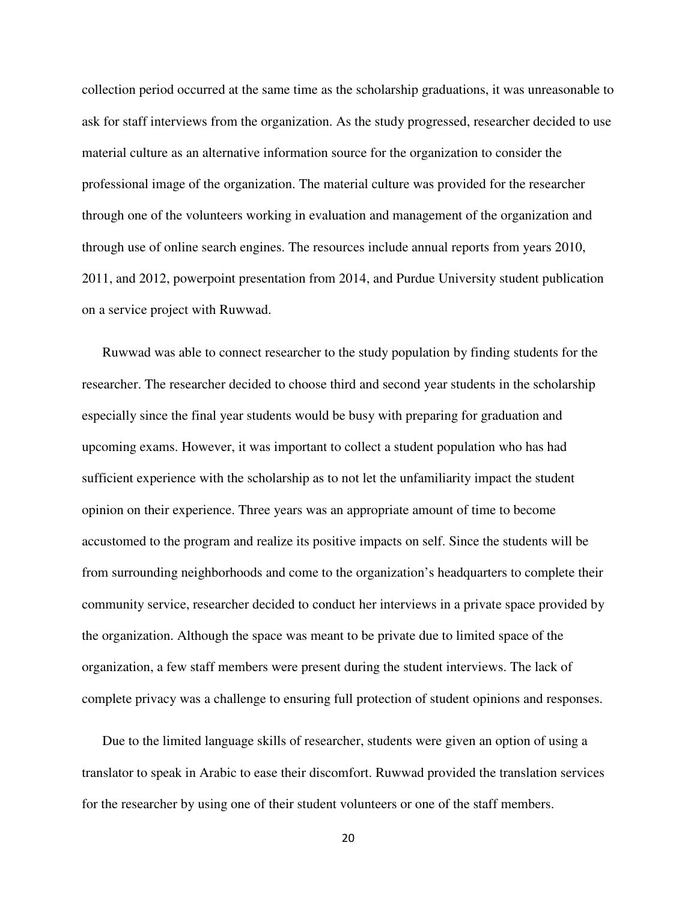collection period occurred at the same time as the scholarship graduations, it was unreasonable to ask for staff interviews from the organization. As the study progressed, researcher decided to use material culture as an alternative information source for the organization to consider the professional image of the organization. The material culture was provided for the researcher through one of the volunteers working in evaluation and management of the organization and through use of online search engines. The resources include annual reports from years 2010, 2011, and 2012, powerpoint presentation from 2014, and Purdue University student publication on a service project with Ruwwad.

Ruwwad was able to connect researcher to the study population by finding students for the researcher. The researcher decided to choose third and second year students in the scholarship especially since the final year students would be busy with preparing for graduation and upcoming exams. However, it was important to collect a student population who has had sufficient experience with the scholarship as to not let the unfamiliarity impact the student opinion on their experience. Three years was an appropriate amount of time to become accustomed to the program and realize its positive impacts on self. Since the students will be from surrounding neighborhoods and come to the organization's headquarters to complete their community service, researcher decided to conduct her interviews in a private space provided by the organization. Although the space was meant to be private due to limited space of the organization, a few staff members were present during the student interviews. The lack of complete privacy was a challenge to ensuring full protection of student opinions and responses.

Due to the limited language skills of researcher, students were given an option of using a translator to speak in Arabic to ease their discomfort. Ruwwad provided the translation services for the researcher by using one of their student volunteers or one of the staff members.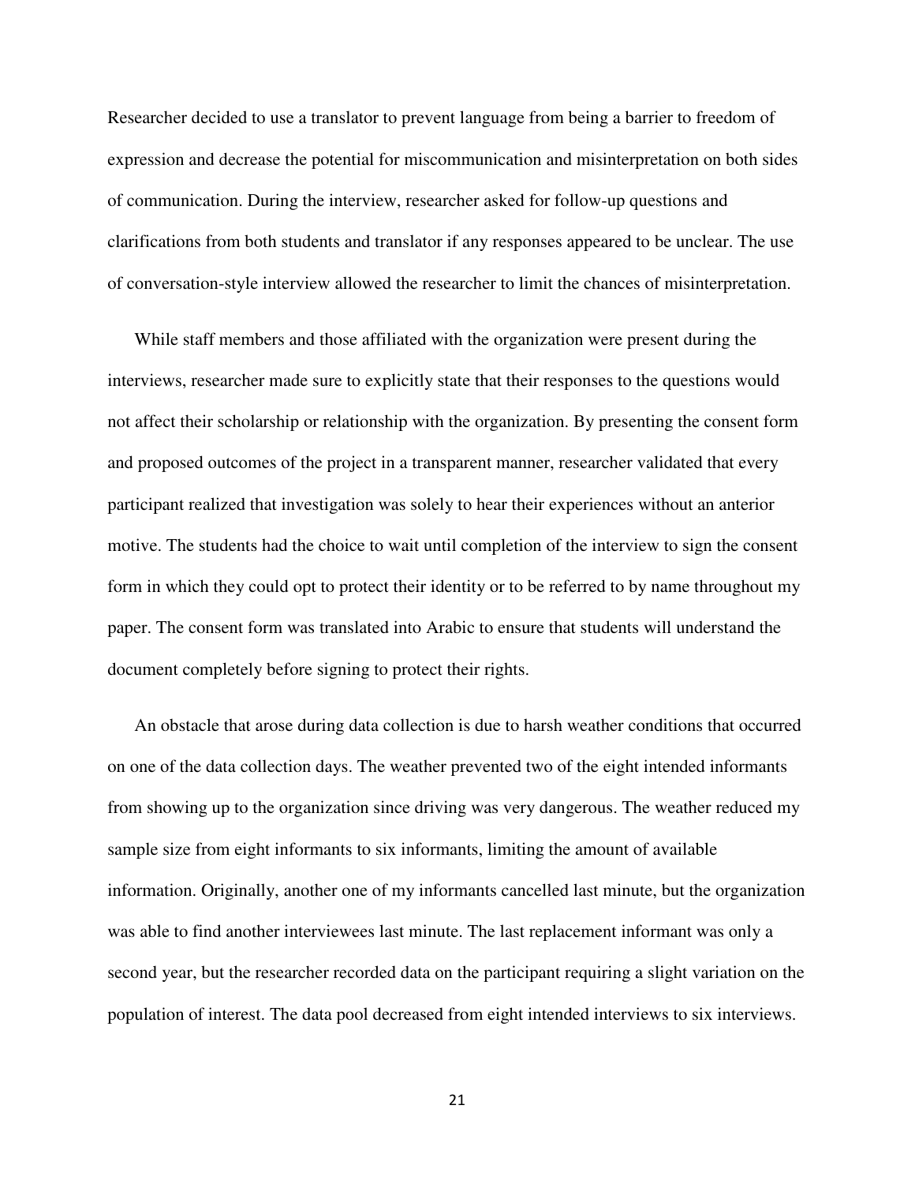Researcher decided to use a translator to prevent language from being a barrier to freedom of expression and decrease the potential for miscommunication and misinterpretation on both sides of communication. During the interview, researcher asked for follow-up questions and clarifications from both students and translator if any responses appeared to be unclear. The use of conversation-style interview allowed the researcher to limit the chances of misinterpretation.

While staff members and those affiliated with the organization were present during the interviews, researcher made sure to explicitly state that their responses to the questions would not affect their scholarship or relationship with the organization. By presenting the consent form and proposed outcomes of the project in a transparent manner, researcher validated that every participant realized that investigation was solely to hear their experiences without an anterior motive. The students had the choice to wait until completion of the interview to sign the consent form in which they could opt to protect their identity or to be referred to by name throughout my paper. The consent form was translated into Arabic to ensure that students will understand the document completely before signing to protect their rights.

An obstacle that arose during data collection is due to harsh weather conditions that occurred on one of the data collection days. The weather prevented two of the eight intended informants from showing up to the organization since driving was very dangerous. The weather reduced my sample size from eight informants to six informants, limiting the amount of available information. Originally, another one of my informants cancelled last minute, but the organization was able to find another interviewees last minute. The last replacement informant was only a second year, but the researcher recorded data on the participant requiring a slight variation on the population of interest. The data pool decreased from eight intended interviews to six interviews.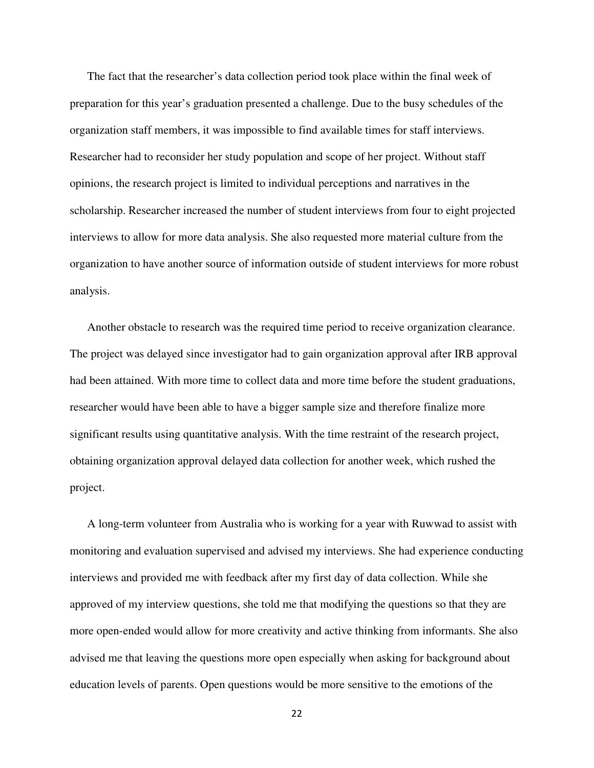The fact that the researcher's data collection period took place within the final week of preparation for this year's graduation presented a challenge. Due to the busy schedules of the organization staff members, it was impossible to find available times for staff interviews. Researcher had to reconsider her study population and scope of her project. Without staff opinions, the research project is limited to individual perceptions and narratives in the scholarship. Researcher increased the number of student interviews from four to eight projected interviews to allow for more data analysis. She also requested more material culture from the organization to have another source of information outside of student interviews for more robust analysis.

Another obstacle to research was the required time period to receive organization clearance. The project was delayed since investigator had to gain organization approval after IRB approval had been attained. With more time to collect data and more time before the student graduations, researcher would have been able to have a bigger sample size and therefore finalize more significant results using quantitative analysis. With the time restraint of the research project, obtaining organization approval delayed data collection for another week, which rushed the project.

A long-term volunteer from Australia who is working for a year with Ruwwad to assist with monitoring and evaluation supervised and advised my interviews. She had experience conducting interviews and provided me with feedback after my first day of data collection. While she approved of my interview questions, she told me that modifying the questions so that they are more open-ended would allow for more creativity and active thinking from informants. She also advised me that leaving the questions more open especially when asking for background about education levels of parents. Open questions would be more sensitive to the emotions of the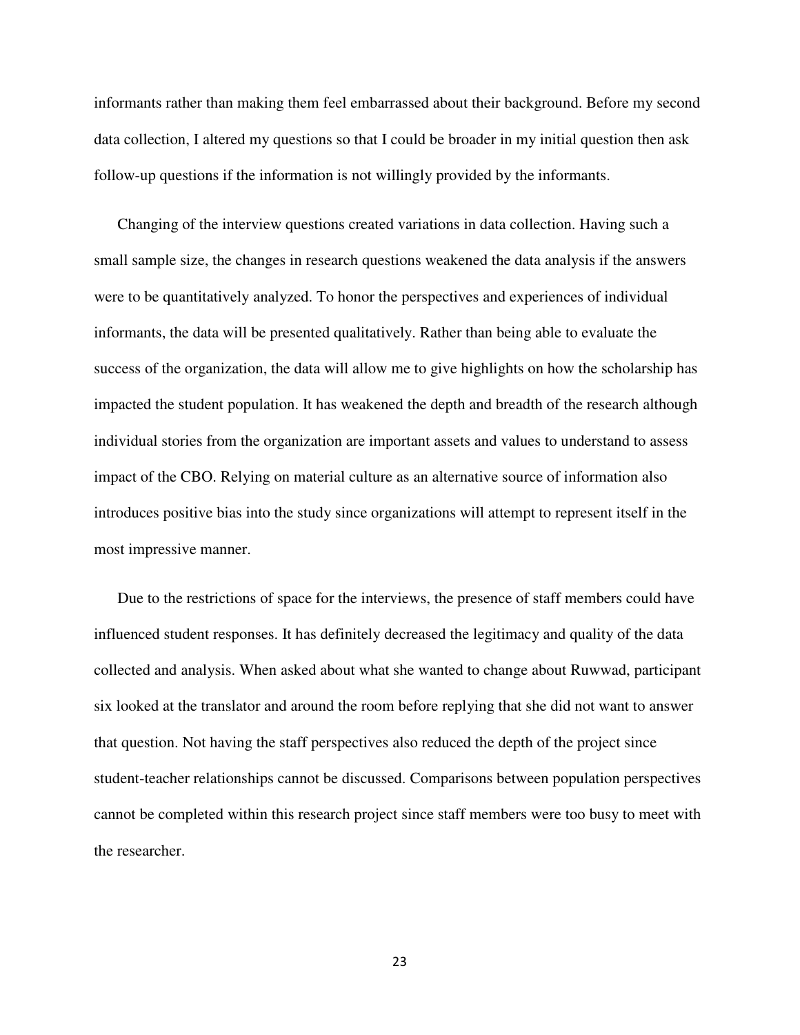informants rather than making them feel embarrassed about their background. Before my second data collection, I altered my questions so that I could be broader in my initial question then ask follow-up questions if the information is not willingly provided by the informants.

Changing of the interview questions created variations in data collection. Having such a small sample size, the changes in research questions weakened the data analysis if the answers were to be quantitatively analyzed. To honor the perspectives and experiences of individual informants, the data will be presented qualitatively. Rather than being able to evaluate the success of the organization, the data will allow me to give highlights on how the scholarship has impacted the student population. It has weakened the depth and breadth of the research although individual stories from the organization are important assets and values to understand to assess impact of the CBO. Relying on material culture as an alternative source of information also introduces positive bias into the study since organizations will attempt to represent itself in the most impressive manner.

Due to the restrictions of space for the interviews, the presence of staff members could have influenced student responses. It has definitely decreased the legitimacy and quality of the data collected and analysis. When asked about what she wanted to change about Ruwwad, participant six looked at the translator and around the room before replying that she did not want to answer that question. Not having the staff perspectives also reduced the depth of the project since student-teacher relationships cannot be discussed. Comparisons between population perspectives cannot be completed within this research project since staff members were too busy to meet with the researcher.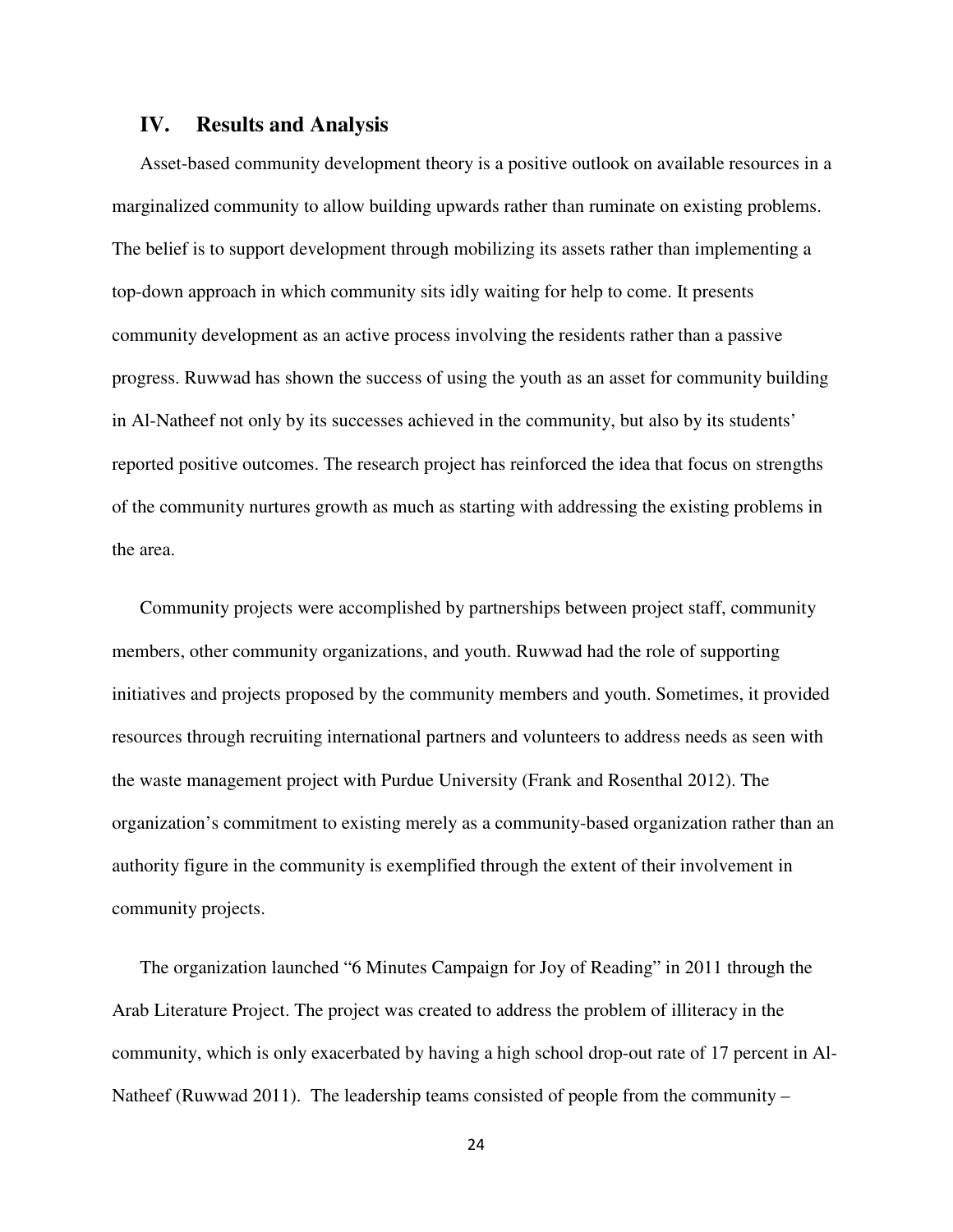## IV. Results and Analysis

Asset-based community development theory is a positive outlook on available resources in a marginalized community to allow building upwards rather than ruminate on existing problems. The belief is to support development through mobilizing its assets rather than implementing a top-down approach in which community sits idly waiting for help to come. It presents community development as an active process involving the residents rather than a passive progress. Ruwwad has shown the success of using the youth as an asset for community building in Al-Natheef not only by its successes achieved in the community, but also by its students' reported positive outcomes. The research project has reinforced the idea that focus on strengths of the community nurtures growth as much as starting with addressing the existing problems in the area.

Community projects were accomplished by partnerships between project staff, community members, other community organizations, and youth. Ruwwad had the role of supporting initiatives and projects proposed by the community members and youth. Sometimes, it provided resources through recruiting international partners and volunteers to address needs as seen with the waste management project with Purdue University (Frank and Rosenthal 2012). The organization's commitment to existing merely as a community-based organization rather than an authority figure in the community is exemplified through the extent of their involvement in community projects.

The organization launched "6 Minutes Campaign for Joy of Reading" in 2011 through the Arab Literature Project. The project was created to address the problem of illiteracy in the community, which is only exacerbated by having a high school drop-out rate of 17 percent in Al-Natheef (Ruwwad 2011). The leadership teams consisted of people from the community –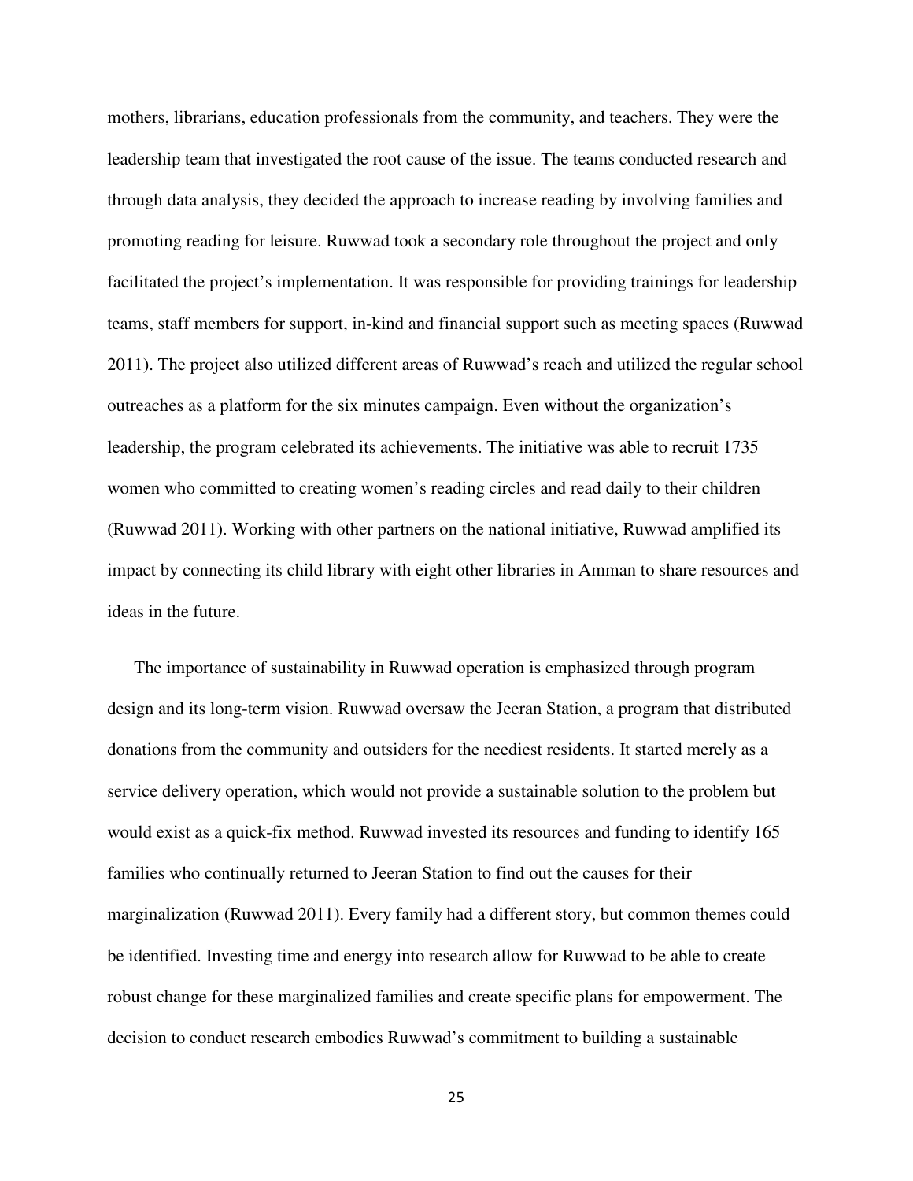mothers, librarians, education professionals from the community, and teachers. They were the leadership team that investigated the root cause of the issue. The teams conducted research and through data analysis, they decided the approach to increase reading by involving families and promoting reading for leisure. Ruwwad took a secondary role throughout the project and only facilitated the project's implementation. It was responsible for providing trainings for leadership teams, staff members for support, in-kind and financial support such as meeting spaces (Ruwwad 2011). The project also utilized different areas of Ruwwad's reach and utilized the regular school outreaches as a platform for the six minutes campaign. Even without the organization's leadership, the program celebrated its achievements. The initiative was able to recruit 1735 women who committed to creating women's reading circles and read daily to their children (Ruwwad 2011). Working with other partners on the national initiative, Ruwwad amplified its impact by connecting its child library with eight other libraries in Amman to share resources and ideas in the future.

The importance of sustainability in Ruwwad operation is emphasized through program design and its long-term vision. Ruwwad oversaw the Jeeran Station, a program that distributed donations from the community and outsiders for the neediest residents. It started merely as a service delivery operation, which would not provide a sustainable solution to the problem but would exist as a quick-fix method. Ruwwad invested its resources and funding to identify 165 families who continually returned to Jeeran Station to find out the causes for their marginalization (Ruwwad 2011). Every family had a different story, but common themes could be identified. Investing time and energy into research allow for Ruwwad to be able to create robust change for these marginalized families and create specific plans for empowerment. The decision to conduct research embodies Ruwwad's commitment to building a sustainable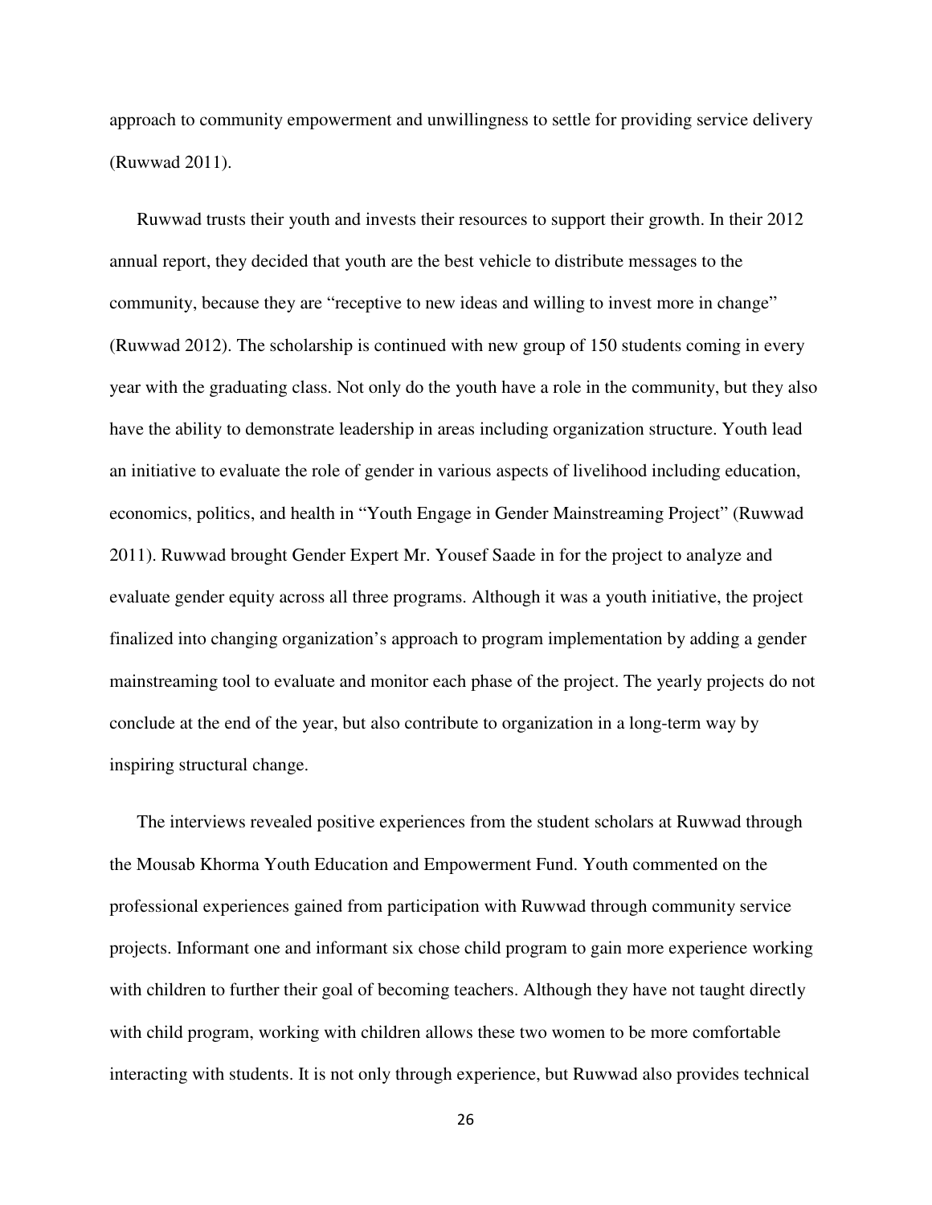approach to community empowerment and unwillingness to settle for providing service delivery (Ruwwad 2011).

Ruwwad trusts their youth and invests their resources to support their growth. In their 2012 annual report, they decided that youth are the best vehicle to distribute messages to the community, because they are "receptive to new ideas and willing to invest more in change" (Ruwwad 2012). The scholarship is continued with new group of 150 students coming in every year with the graduating class. Not only do the youth have a role in the community, but they also have the ability to demonstrate leadership in areas including organization structure. Youth lead an initiative to evaluate the role of gender in various aspects of livelihood including education, economics, politics, and health in "Youth Engage in Gender Mainstreaming Project" (Ruwwad 2011). Ruwwad brought Gender Expert Mr. Yousef Saade in for the project to analyze and evaluate gender equity across all three programs. Although it was a youth initiative, the project finalized into changing organization's approach to program implementation by adding a gender mainstreaming tool to evaluate and monitor each phase of the project. The yearly projects do not conclude at the end of the year, but also contribute to organization in a long-term way by inspiring structural change.

The interviews revealed positive experiences from the student scholars at Ruwwad through the Mousab Khorma Youth Education and Empowerment Fund. Youth commented on the professional experiences gained from participation with Ruwwad through community service projects. Informant one and informant six chose child program to gain more experience working with children to further their goal of becoming teachers. Although they have not taught directly with child program, working with children allows these two women to be more comfortable interacting with students. It is not only through experience, but Ruwwad also provides technical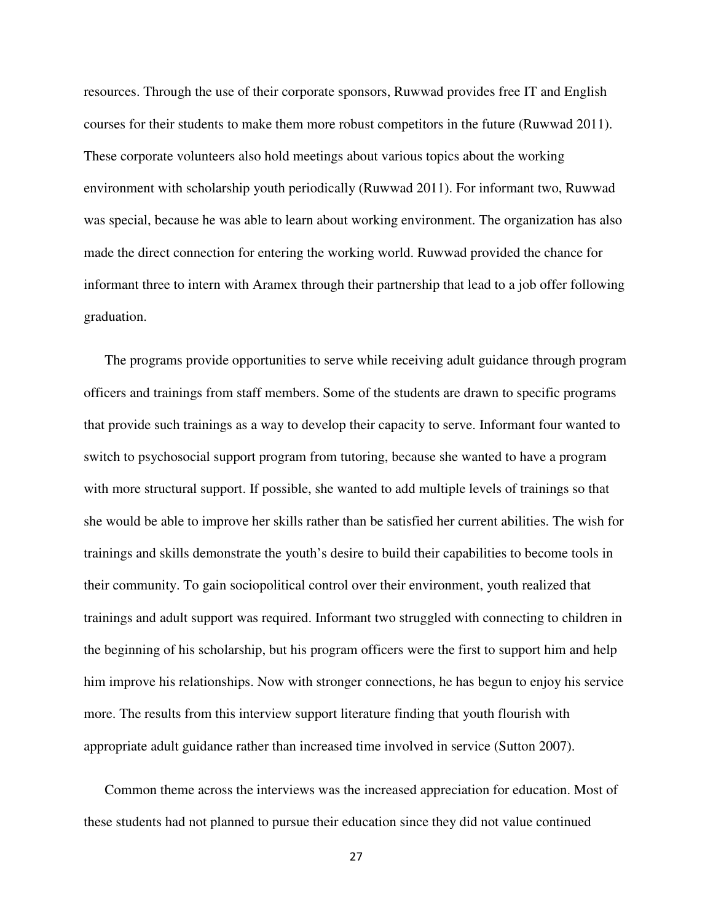resources. Through the use of their corporate sponsors, Ruwwad provides free IT and English courses for their students to make them more robust competitors in the future (Ruwwad 2011). These corporate volunteers also hold meetings about various topics about the working environment with scholarship youth periodically (Ruwwad 2011). For informant two, Ruwwad was special, because he was able to learn about working environment. The organization has also made the direct connection for entering the working world. Ruwwad provided the chance for informant three to intern with Aramex through their partnership that lead to a job offer following graduation.

The programs provide opportunities to serve while receiving adult guidance through program officers and trainings from staff members. Some of the students are drawn to specific programs that provide such trainings as a way to develop their capacity to serve. Informant four wanted to switch to psychosocial support program from tutoring, because she wanted to have a program with more structural support. If possible, she wanted to add multiple levels of trainings so that she would be able to improve her skills rather than be satisfied her current abilities. The wish for trainings and skills demonstrate the youth's desire to build their capabilities to become tools in their community. To gain sociopolitical control over their environment, youth realized that trainings and adult support was required. Informant two struggled with connecting to children in the beginning of his scholarship, but his program officers were the first to support him and help him improve his relationships. Now with stronger connections, he has begun to enjoy his service more. The results from this interview support literature finding that youth flourish with appropriate adult guidance rather than increased time involved in service (Sutton 2007).

Common theme across the interviews was the increased appreciation for education. Most of these students had not planned to pursue their education since they did not value continued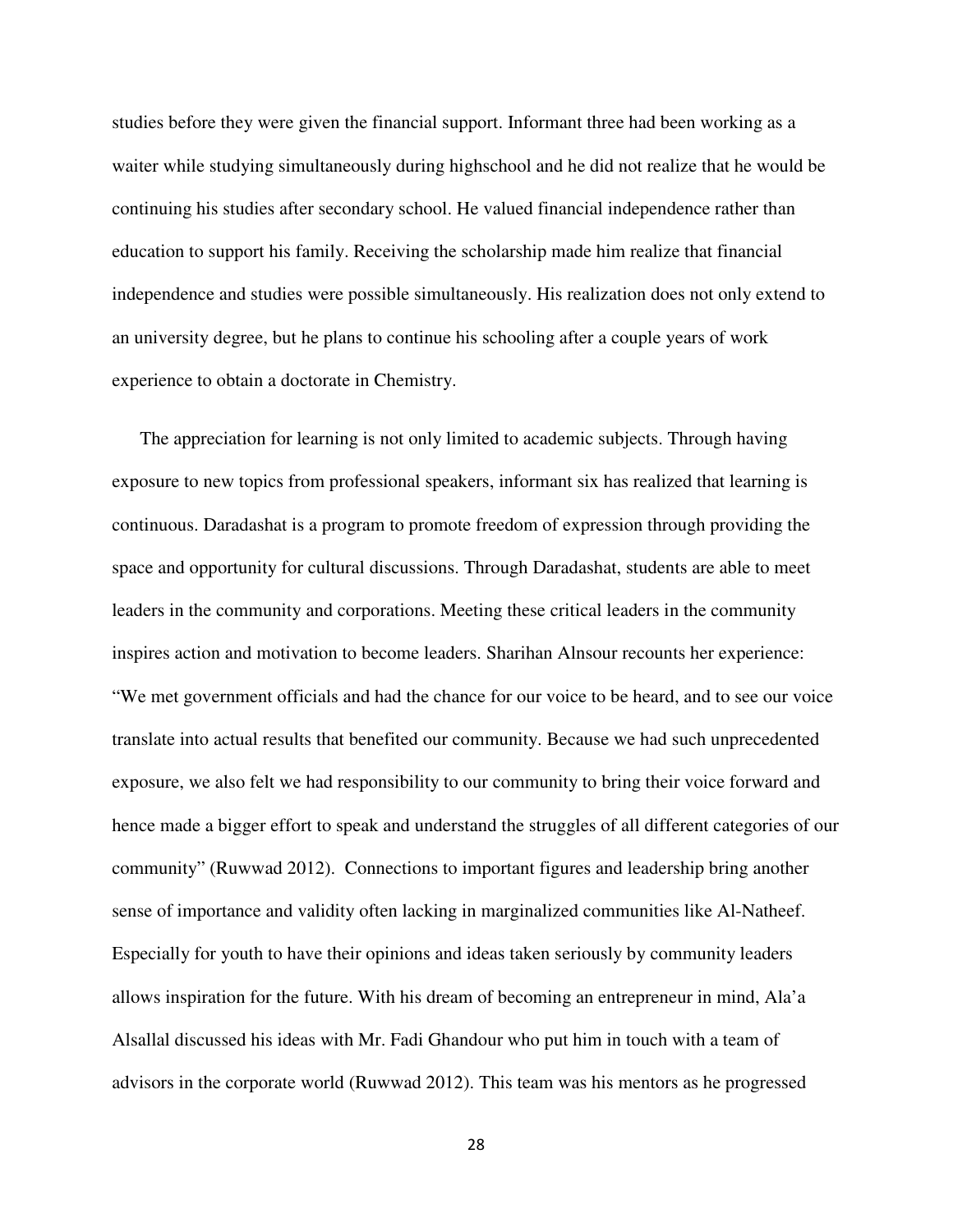studies before they were given the financial support. Informant three had been working as a waiter while studying simultaneously during highschool and he did not realize that he would be continuing his studies after secondary school. He valued financial independence rather than education to support his family. Receiving the scholarship made him realize that financial independence and studies were possible simultaneously. His realization does not only extend to an university degree, but he plans to continue his schooling after a couple years of work experience to obtain a doctorate in Chemistry.

The appreciation for learning is not only limited to academic subjects. Through having exposure to new topics from professional speakers, informant six has realized that learning is continuous. Daradashat is a program to promote freedom of expression through providing the space and opportunity for cultural discussions. Through Daradashat, students are able to meet leaders in the community and corporations. Meeting these critical leaders in the community inspires action and motivation to become leaders. Sharihan Alnsour recounts her experience: "We met government officials and had the chance for our voice to be heard, and to see our voice translate into actual results that benefited our community. Because we had such unprecedented exposure, we also felt we had responsibility to our community to bring their voice forward and hence made a bigger effort to speak and understand the struggles of all different categories of our community" (Ruwwad 2012). Connections to important figures and leadership bring another sense of importance and validity often lacking in marginalized communities like Al-Natheef. Especially for youth to have their opinions and ideas taken seriously by community leaders allows inspiration for the future. With his dream of becoming an entrepreneur in mind, Ala'a Alsallal discussed his ideas with Mr. Fadi Ghandour who put him in touch with a team of advisors in the corporate world (Ruwwad 2012). This team was his mentors as he progressed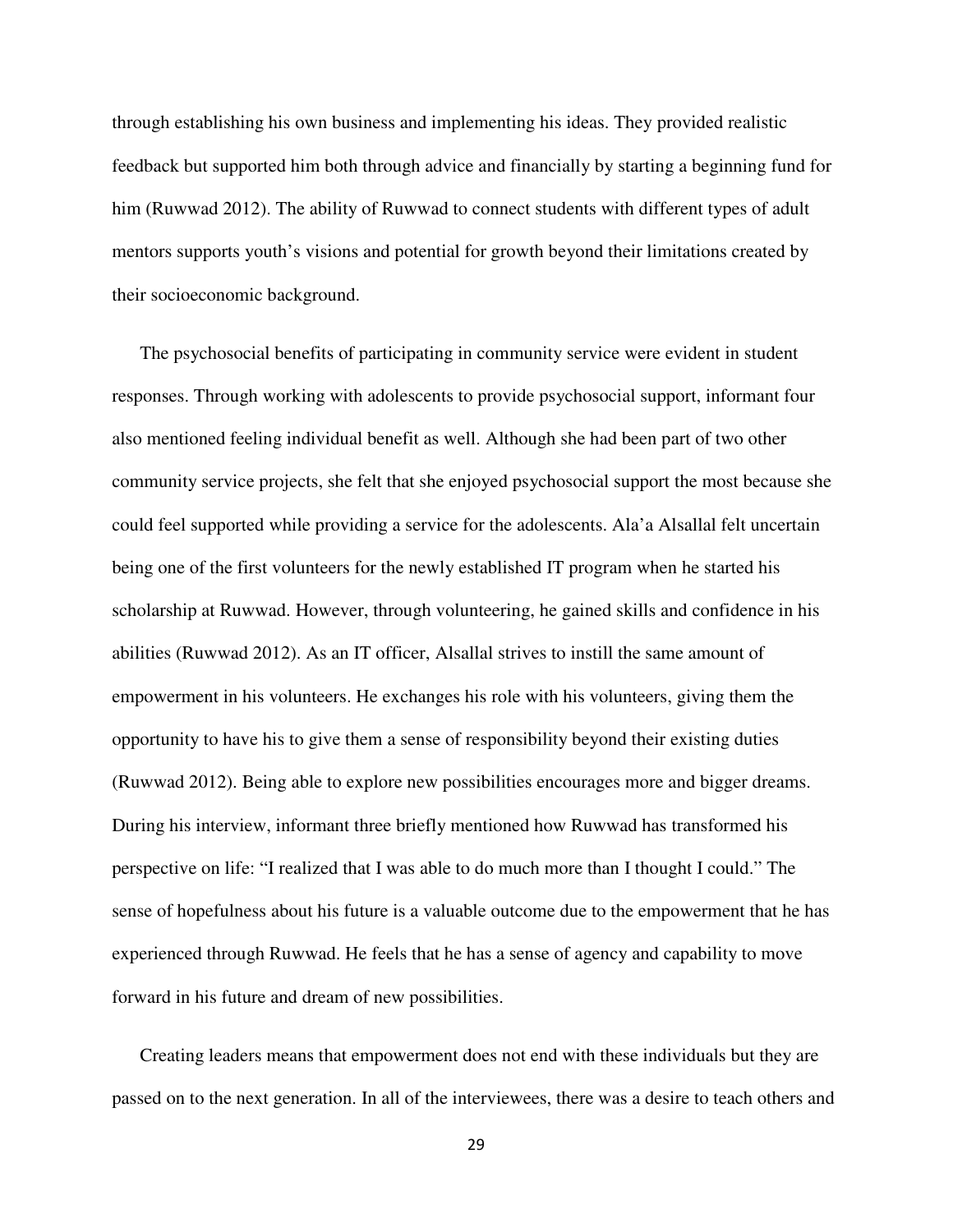through establishing his own business and implementing his ideas. They provided realistic feedback but supported him both through advice and financially by starting a beginning fund for him (Ruwwad 2012). The ability of Ruwwad to connect students with different types of adult mentors supports youth's visions and potential for growth beyond their limitations created by their socioeconomic background.

The psychosocial benefits of participating in community service were evident in student responses. Through working with adolescents to provide psychosocial support, informant four also mentioned feeling individual benefit as well. Although she had been part of two other community service projects, she felt that she enjoyed psychosocial support the most because she could feel supported while providing a service for the adolescents. Ala'a Alsallal felt uncertain being one of the first volunteers for the newly established IT program when he started his scholarship at Ruwwad. However, through volunteering, he gained skills and confidence in his abilities (Ruwwad 2012). As an IT officer, Alsallal strives to instill the same amount of empowerment in his volunteers. He exchanges his role with his volunteers, giving them the opportunity to have his to give them a sense of responsibility beyond their existing duties (Ruwwad 2012). Being able to explore new possibilities encourages more and bigger dreams. During his interview, informant three briefly mentioned how Ruwwad has transformed his perspective on life: "I realized that I was able to do much more than I thought I could." The sense of hopefulness about his future is a valuable outcome due to the empowerment that he has experienced through Ruwwad. He feels that he has a sense of agency and capability to move forward in his future and dream of new possibilities.

Creating leaders means that empowerment does not end with these individuals but they are passed on to the next generation. In all of the interviewees, there was a desire to teach others and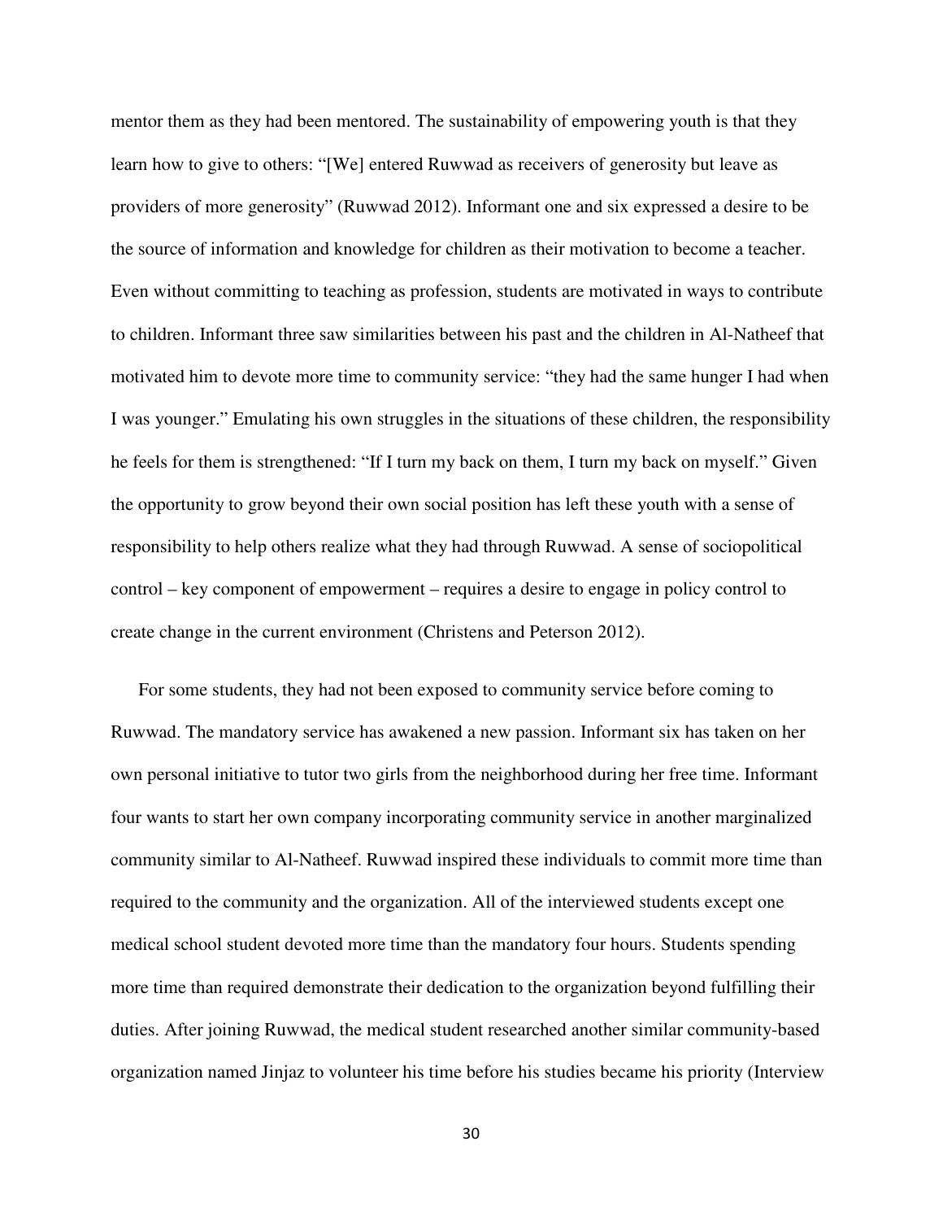mentor them as they had been mentored. The sustainability of empowering youth is that they learn how to give to others: "[We] entered Ruwwad as receivers of generosity but leave as providers of more generosity" (Ruwwad 2012). Informant one and six expressed a desire to be the source of information and knowledge for children as their motivation to become a teacher. Even without committing to teaching as profession, students are motivated in ways to contribute to children. Informant three saw similarities between his past and the children in Al-Natheef that motivated him to devote more time to community service: "they had the same hunger I had when I was younger." Emulating his own struggles in the situations of these children, the responsibility he feels for them is strengthened: "If I turn my back on them, I turn my back on myself." Given the opportunity to grow beyond their own social position has left these youth with a sense of responsibility to help others realize what they had through Ruwwad. A sense of sociopolitical control – key component of empowerment – requires a desire to engage in policy control to create change in the current environment (Christens and Peterson 2012).

For some students, they had not been exposed to community service before coming to Ruwwad. The mandatory service has awakened a new passion. Informant six has taken on her own personal initiative to tutor two girls from the neighborhood during her free time. Informant four wants to start her own company incorporating community service in another marginalized community similar to Al-Natheef. Ruwwad inspired these individuals to commit more time than required to the community and the organization. All of the interviewed students except one medical school student devoted more time than the mandatory four hours. Students spending more time than required demonstrate their dedication to the organization beyond fulfilling their duties. After joining Ruwwad, the medical student researched another similar community-based organization named Jinjaz to volunteer his time before his studies became his priority (Interview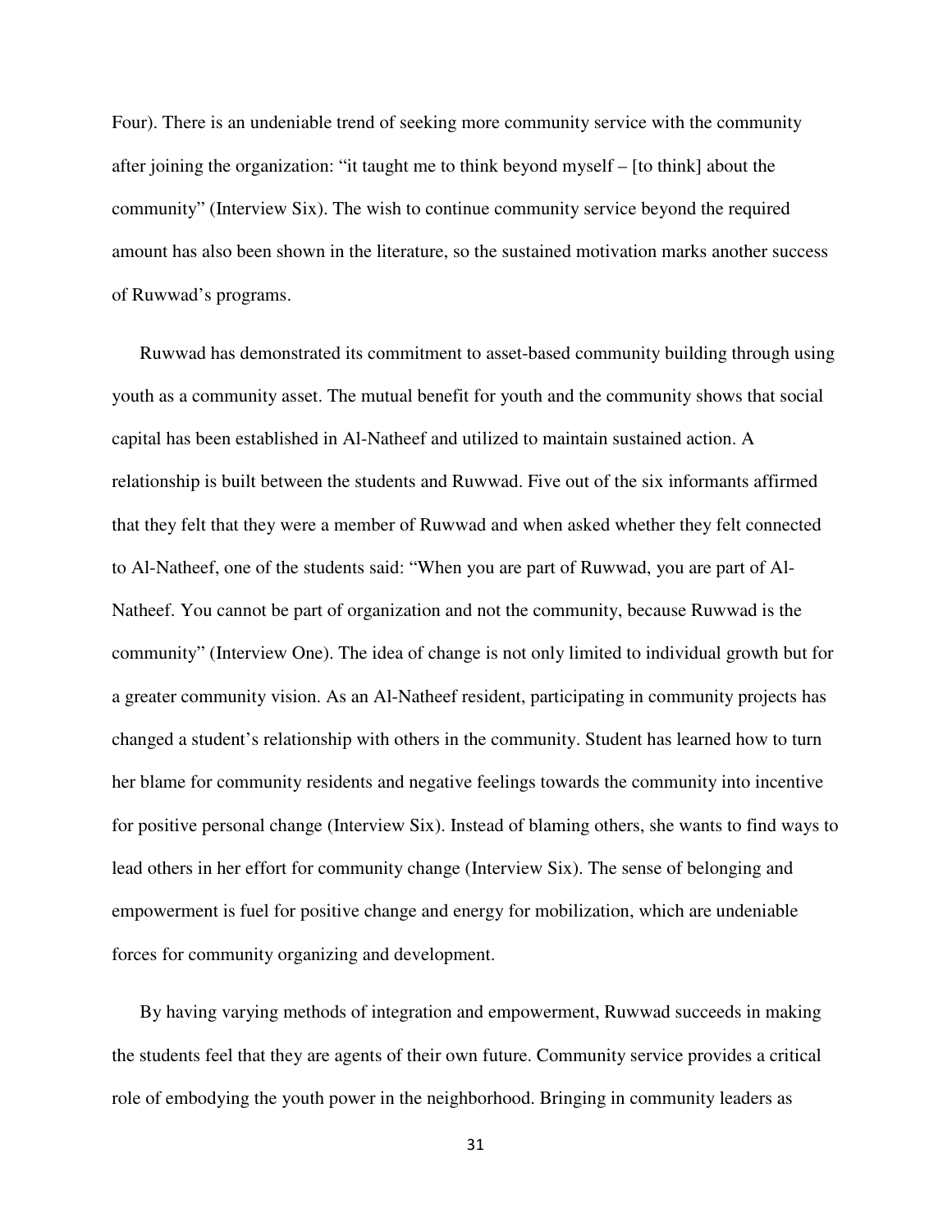Four). There is an undeniable trend of seeking more community service with the community after joining the organization: "it taught me to think beyond myself – [to think] about the community" (Interview Six). The wish to continue community service beyond the required amount has also been shown in the literature, so the sustained motivation marks another success of Ruwwad's programs.

Ruwwad has demonstrated its commitment to asset-based community building through using youth as a community asset. The mutual benefit for youth and the community shows that social capital has been established in Al-Natheef and utilized to maintain sustained action. A relationship is built between the students and Ruwwad. Five out of the six informants affirmed that they felt that they were a member of Ruwwad and when asked whether they felt connected to Al-Natheef, one of the students said: "When you are part of Ruwwad, you are part of Al-Natheef. You cannot be part of organization and not the community, because Ruwwad is the community" (Interview One). The idea of change is not only limited to individual growth but for a greater community vision. As an Al-Natheef resident, participating in community projects has changed a student's relationship with others in the community. Student has learned how to turn her blame for community residents and negative feelings towards the community into incentive for positive personal change (Interview Six). Instead of blaming others, she wants to find ways to lead others in her effort for community change (Interview Six). The sense of belonging and empowerment is fuel for positive change and energy for mobilization, which are undeniable forces for community organizing and development.

By having varying methods of integration and empowerment, Ruwwad succeeds in making the students feel that they are agents of their own future. Community service provides a critical role of embodying the youth power in the neighborhood. Bringing in community leaders as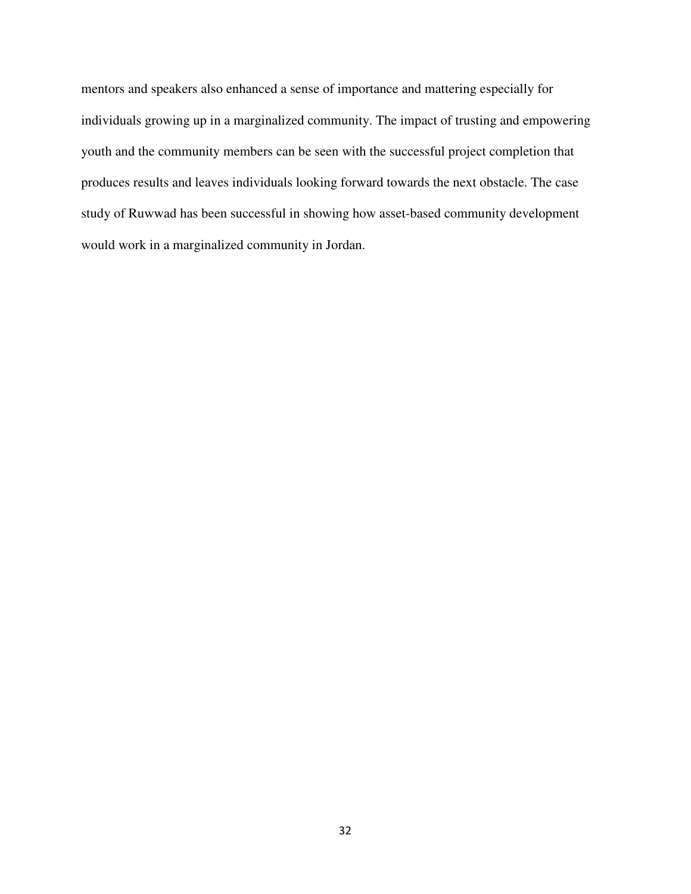mentors and speakers also enhanced a sense of importance and mattering especially for individuals growing up in a marginalized community. The impact of trusting and empowering youth and the community members can be seen with the successful project completion that produces results and leaves individuals looking forward towards the next obstacle. The case study of Ruwwad has been successful in showing how asset-based community development would work in a marginalized community in Jordan.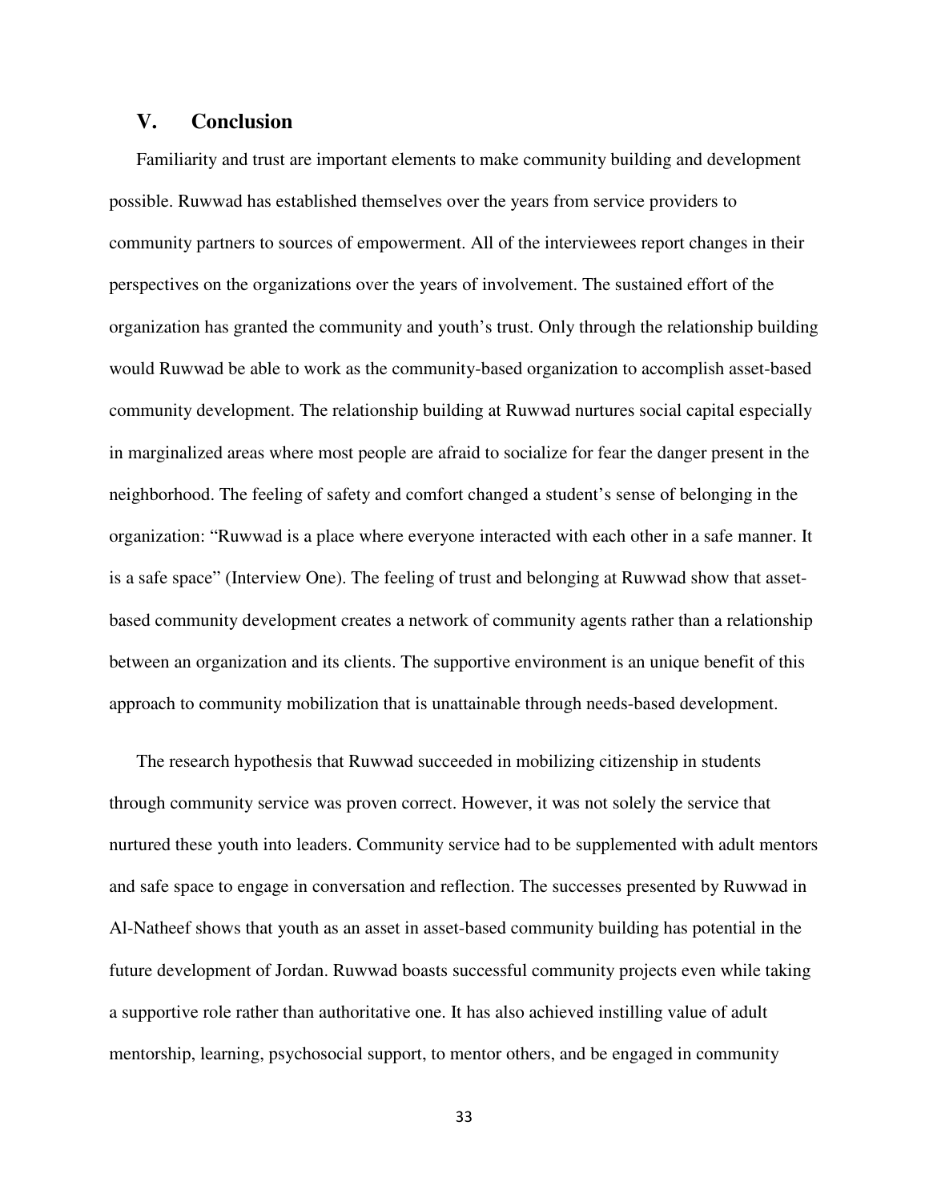## V. Conclusion

Familiarity and trust are important elements to make community building and development possible. Ruwwad has established themselves over the years from service providers to community partners to sources of empowerment. All of the interviewees report changes in their perspectives on the organizations over the years of involvement. The sustained effort of the organization has granted the community and youth's trust. Only through the relationship building would Ruwwad be able to work as the community-based organization to accomplish asset-based community development. The relationship building at Ruwwad nurtures social capital especially in marginalized areas where most people are afraid to socialize for fear the danger present in the neighborhood. The feeling of safety and comfort changed a student's sense of belonging in the organization: "Ruwwad is a place where everyone interacted with each other in a safe manner. It is a safe space" (Interview One). The feeling of trust and belonging at Ruwwad show that asset-based community development creates a network of community agents rather than a relationship between an organization and its clients. The supportive environment is an unique benefit of this approach to community mobilization that is unattainable through needs-based development.

The research hypothesis that Ruwwad succeeded in mobilizing citizenship in students through community service was proven correct. However, it was not solely the service that nurtured these youth into leaders. Community service had to be supplemented with adult mentors and safe space to engage in conversation and reflection. The successes presented by Ruwwad in Al-Natheef shows that youth as an asset in asset-based community building has potential in the future development of Jordan. Ruwwad boasts successful community projects even while taking a supportive role rather than authoritative one. It has also achieved instilling value of adult mentorship, learning, psychosocial support, to mentor others, and be engaged in community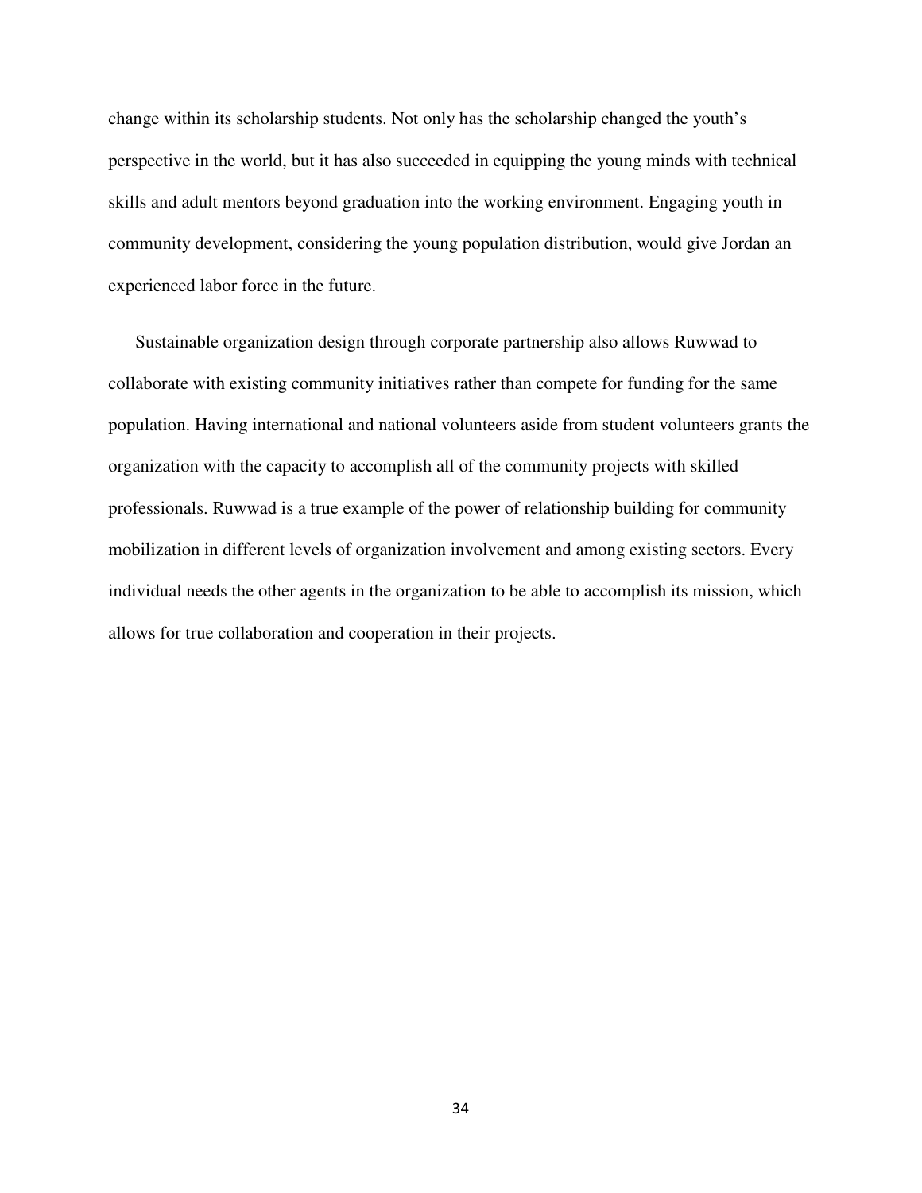change within its scholarship students. Not only has the scholarship changed the youth's perspective in the world, but it has also succeeded in equipping the young minds with technical skills and adult mentors beyond graduation into the working environment. Engaging youth in community development, considering the young population distribution, would give Jordan an experienced labor force in the future.

Sustainable organization design through corporate partnership also allows Ruwwad to collaborate with existing community initiatives rather than compete for funding for the same population. Having international and national volunteers aside from student volunteers grants the organization with the capacity to accomplish all of the community projects with skilled professionals. Ruwwad is a true example of the power of relationship building for community mobilization in different levels of organization involvement and among existing sectors. Every individual needs the other agents in the organization to be able to accomplish its mission, which allows for true collaboration and cooperation in their projects.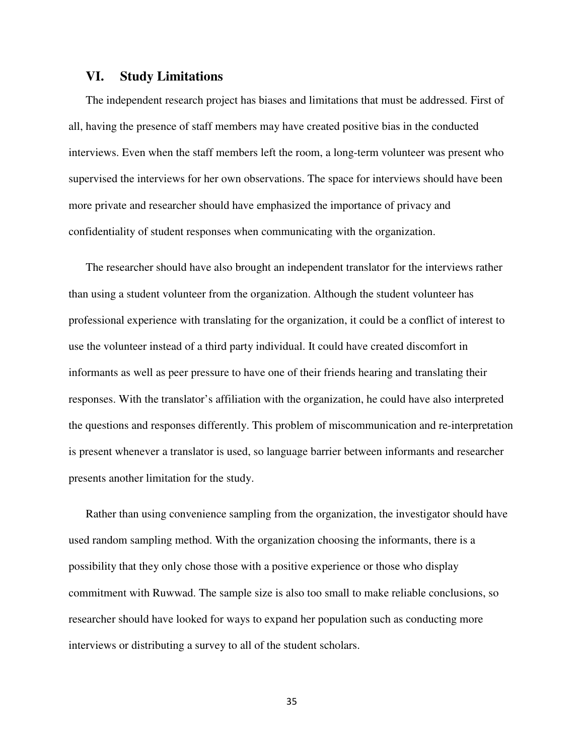## VI. Study Limitations

The independent research project has biases and limitations that must be addressed. First of all, having the presence of staff members may have created positive bias in the conducted interviews. Even when the staff members left the room, a long-term volunteer was present who supervised the interviews for her own observations. The space for interviews should have been more private and researcher should have emphasized the importance of privacy and confidentiality of student responses when communicating with the organization.

The researcher should have also brought an independent translator for the interviews rather than using a student volunteer from the organization. Although the student volunteer has professional experience with translating for the organization, it could be a conflict of interest to use the volunteer instead of a third party individual. It could have created discomfort in informants as well as peer pressure to have one of their friends hearing and translating their responses. With the translator's affiliation with the organization, he could have also interpreted the questions and responses differently. This problem of miscommunication and re-interpretation is present whenever a translator is used, so language barrier between informants and researcher presents another limitation for the study.

Rather than using convenience sampling from the organization, the investigator should have used random sampling method. With the organization choosing the informants, there is a possibility that they only chose those with a positive experience or those who display commitment with Ruwwad. The sample size is also too small to make reliable conclusions, so researcher should have looked for ways to expand her population such as conducting more interviews or distributing a survey to all of the student scholars.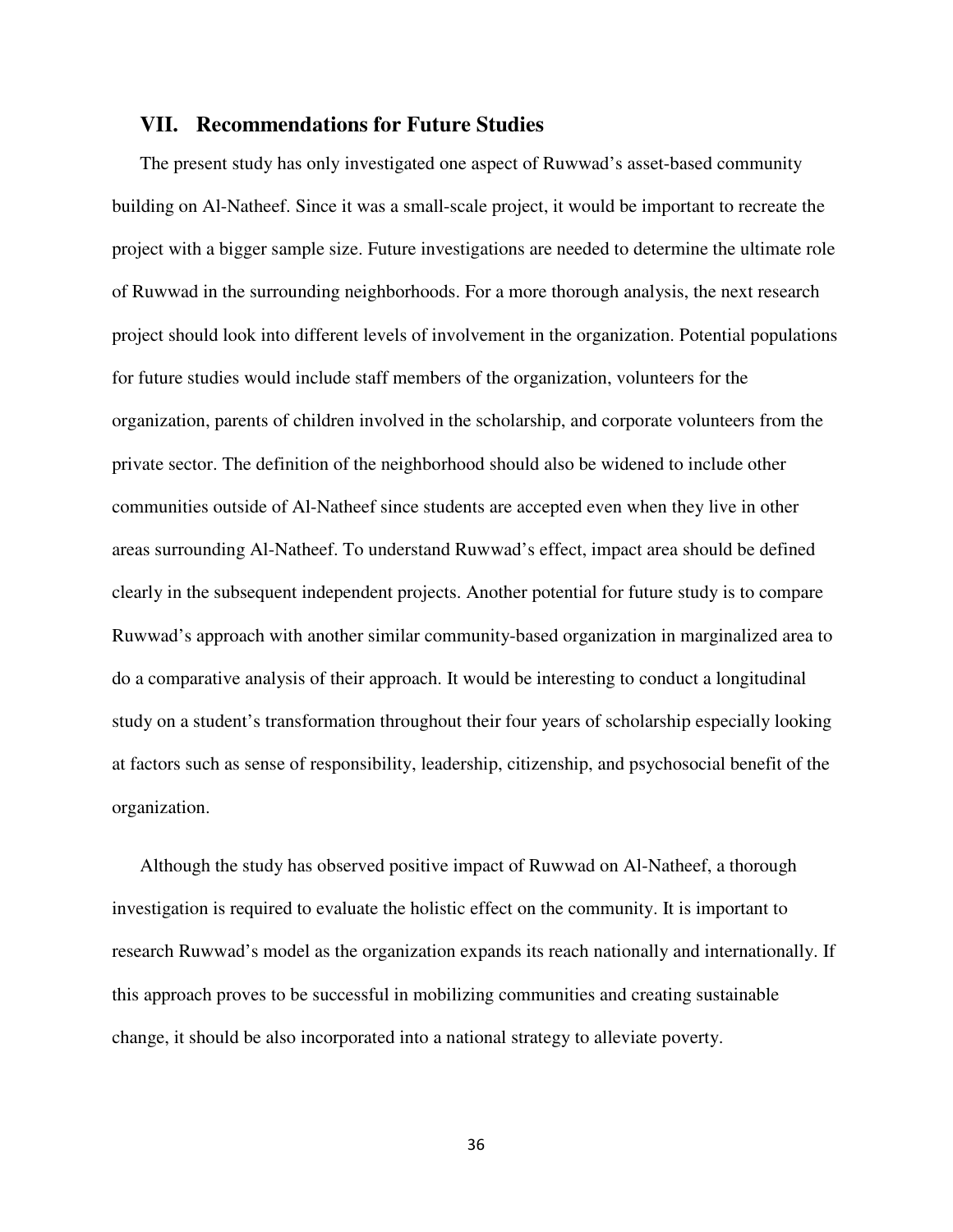## VII. Recommendations for Future Studies

The present study has only investigated one aspect of Ruwwad's asset-based community building on Al-Natheef. Since it was a small-scale project, it would be important to recreate the project with a bigger sample size. Future investigations are needed to determine the ultimate role of Ruwwad in the surrounding neighborhoods. For a more thorough analysis, the next research project should look into different levels of involvement in the organization. Potential populations for future studies would include staff members of the organization, volunteers for the organization, parents of children involved in the scholarship, and corporate volunteers from the private sector. The definition of the neighborhood should also be widened to include other communities outside of Al-Natheef since students are accepted even when they live in other areas surrounding Al-Natheef. To understand Ruwwad's effect, impact area should be defined clearly in the subsequent independent projects. Another potential for future study is to compare Ruwwad's approach with another similar community-based organization in marginalized area to do a comparative analysis of their approach. It would be interesting to conduct a longitudinal study on a student's transformation throughout their four years of scholarship especially looking at factors such as sense of responsibility, leadership, citizenship, and psychosocial benefit of the organization.

Although the study has observed positive impact of Ruwwad on Al-Natheef, a thorough investigation is required to evaluate the holistic effect on the community. It is important to research Ruwwad's model as the organization expands its reach nationally and internationally. If this approach proves to be successful in mobilizing communities and creating sustainable change, it should be also incorporated into a national strategy to alleviate poverty.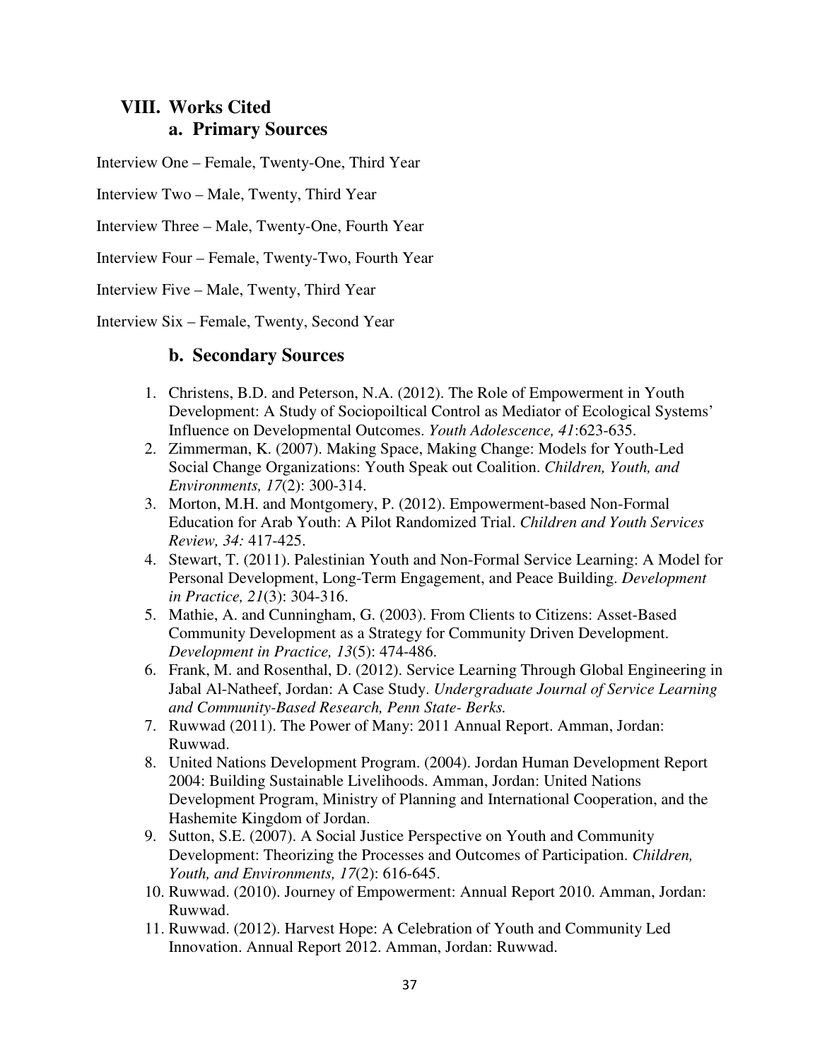# VIII. Works Cited

## a. Primary Sources

Interview One – Female, Twenty-One, Third Year

Interview Two – Male, Twenty, Third Year

Interview Three – Male, Twenty-One, Fourth Year

Interview Four – Female, Twenty-Two, Fourth Year

Interview Five – Male, Twenty, Third Year

Interview Six – Female, Twenty, Second Year

## b. Secondary Sources

1. Christens, B.D. and Peterson, N.A. (2012). The Role of Empowerment in Youth Development: A Study of Sociopoiltical Control as Mediator of Ecological Systems' Influence on Developmental Outcomes. *Youth Adolescence, 41*:623-635.
2. Zimmerman, K. (2007). Making Space, Making Change: Models for Youth-Led Social Change Organizations: Youth Speak out Coalition. *Children, Youth, and Environments, 17*(2): 300-314.
3. Morton, M.H. and Montgomery, P. (2012). Empowerment-based Non-Formal Education for Arab Youth: A Pilot Randomized Trial. *Children and Youth Services Review, 34:* 417-425.
4. Stewart, T. (2011). Palestinian Youth and Non-Formal Service Learning: A Model for Personal Development, Long-Term Engagement, and Peace Building. *Development in Practice, 21*(3): 304-316.
5. Mathie, A. and Cunningham, G. (2003). From Clients to Citizens: Asset-Based Community Development as a Strategy for Community Driven Development. *Development in Practice, 13*(5): 474-486.
6. Frank, M. and Rosenthal, D. (2012). Service Learning Through Global Engineering in Jabal Al-Natheef, Jordan: A Case Study. *Undergraduate Journal of Service Learning and Community-Based Research, Penn State- Berks.*
7. Ruwwad (2011). The Power of Many: 2011 Annual Report. Amman, Jordan: Ruwwad.
8. United Nations Development Program. (2004). Jordan Human Development Report 2004: Building Sustainable Livelihoods. Amman, Jordan: United Nations Development Program, Ministry of Planning and International Cooperation, and the Hashemite Kingdom of Jordan.
9. Sutton, S.E. (2007). A Social Justice Perspective on Youth and Community Development: Theorizing the Processes and Outcomes of Participation. *Children, Youth, and Environments, 17*(2): 616-645.
10. Ruwwad. (2010). Journey of Empowerment: Annual Report 2010. Amman, Jordan: Ruwwad.
11. Ruwwad. (2012). Harvest Hope: A Celebration of Youth and Community Led Innovation. Annual Report 2012. Amman, Jordan: Ruwwad.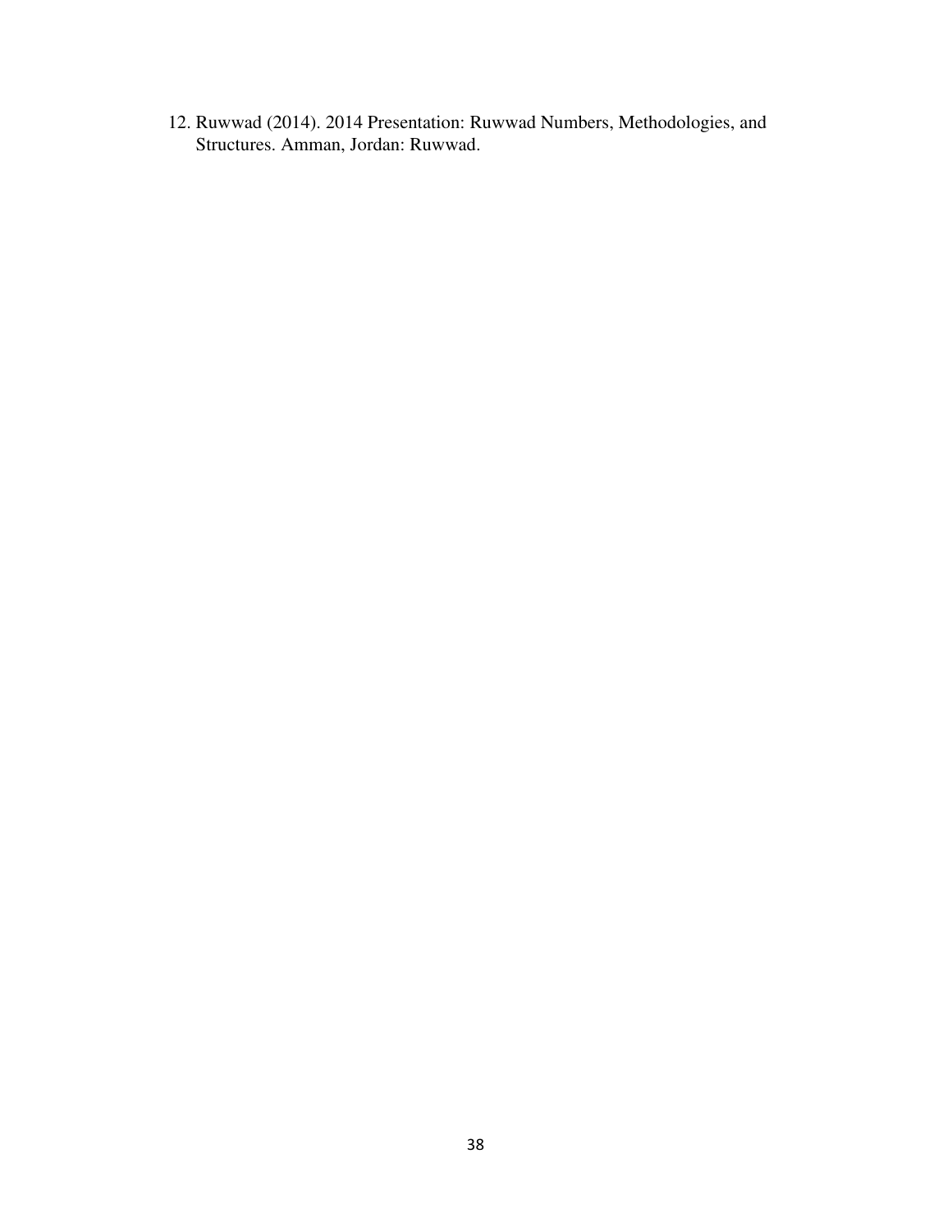12. Ruwwad (2014). 2014 Presentation: Ruwwad Numbers, Methodologies, and Structures. Amman, Jordan: Ruwwad.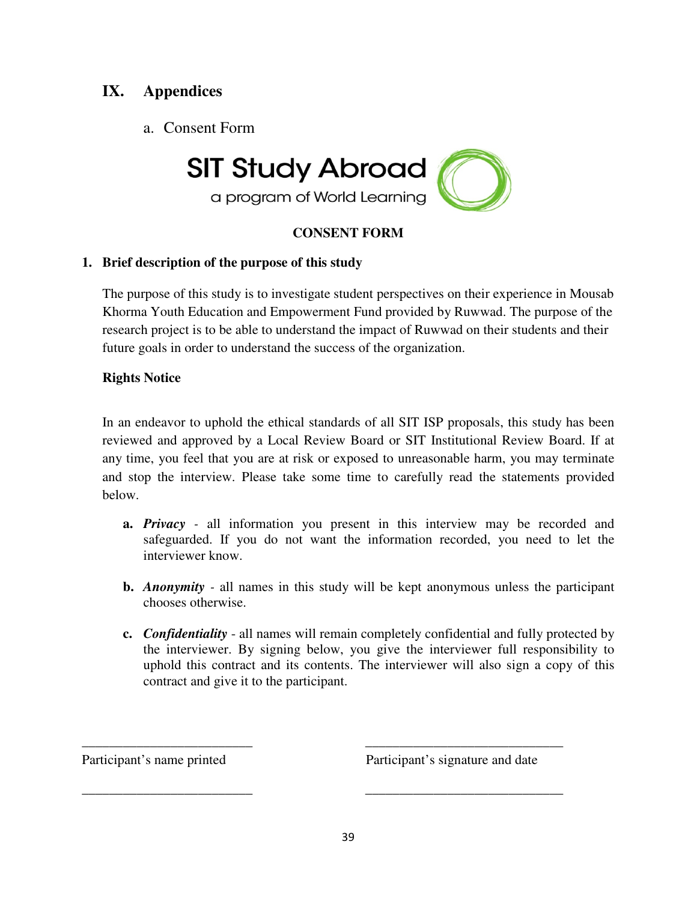# IX. Appendices

a. Consent Form

SIT Study Abroad

a program of World Learning

**CONSENT FORM**

**1. Brief description of the purpose of this study**

The purpose of this study is to investigate student perspectives on their experience in Mousab Khorma Youth Education and Empowerment Fund provided by Ruwwad. The purpose of the research project is to be able to understand the impact of Ruwwad on their students and their future goals in order to understand the success of the organization.

**Rights Notice**

In an endeavor to uphold the ethical standards of all SIT ISP proposals, this study has been reviewed and approved by a Local Review Board or SIT Institutional Review Board. If at any time, you feel that you are at risk or exposed to unreasonable harm, you may terminate and stop the interview. Please take some time to carefully read the statements provided below.

**a.** ***Privacy*** - all information you present in this interview may be recorded and safeguarded. If you do not want the information recorded, you need to let the interviewer know.

**b.** ***Anonymity*** - all names in this study will be kept anonymous unless the participant chooses otherwise.

**c.** ***Confidentiality*** - all names will remain completely confidential and fully protected by the interviewer. By signing below, you give the interviewer full responsibility to uphold this contract and its contents. The interviewer will also sign a copy of this contract and give it to the participant.

_________________________ _____________________________

Participant's name printed Participant's signature and date

_________________________ _____________________________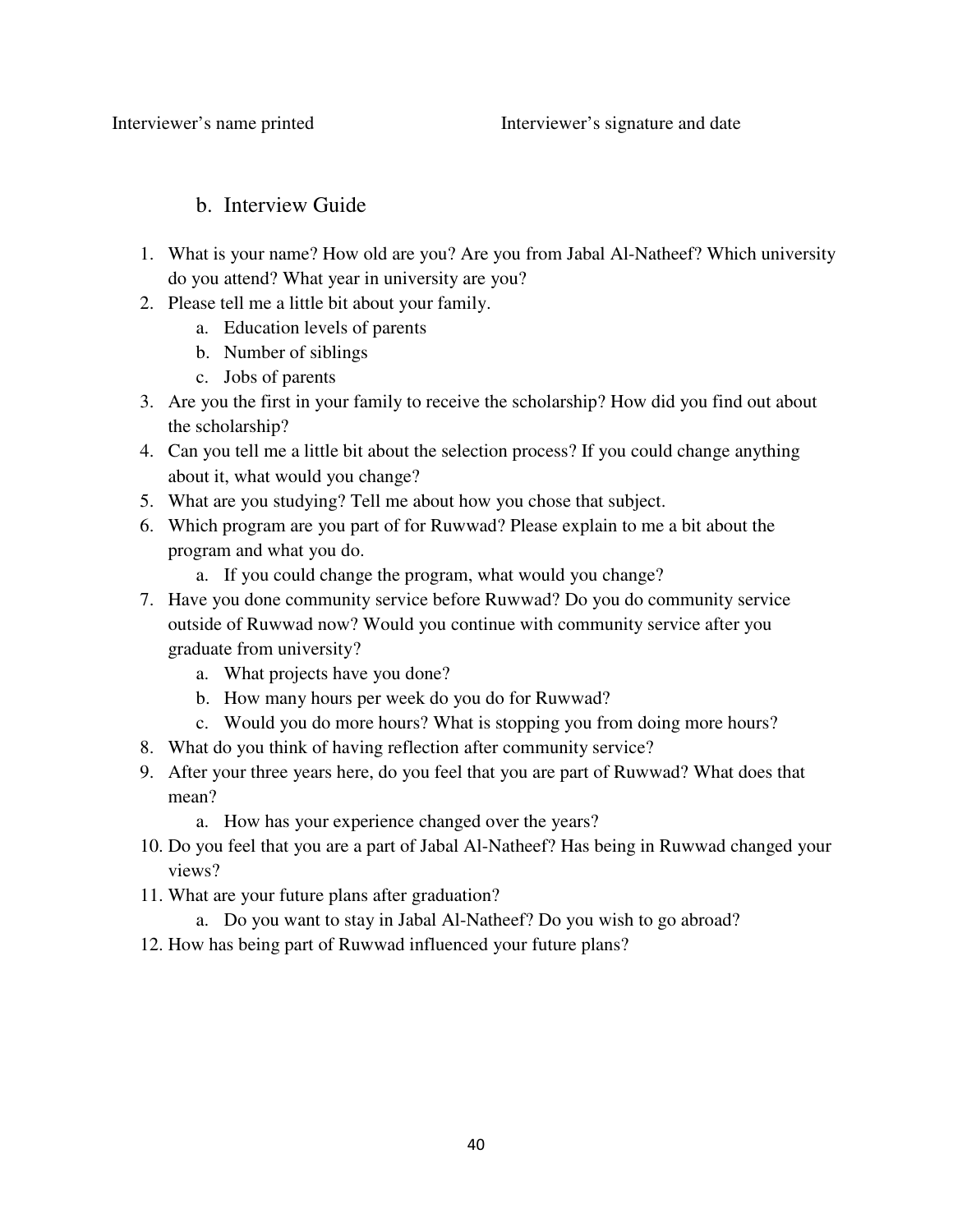Interviewer's name printed Interviewer's signature and date

### b. Interview Guide

1. What is your name? How old are you? Are you from Jabal Al-Natheef? Which university do you attend? What year in university are you?
2. Please tell me a little bit about your family.
   a. Education levels of parents
   b. Number of siblings
   c. Jobs of parents
3. Are you the first in your family to receive the scholarship? How did you find out about the scholarship?
4. Can you tell me a little bit about the selection process? If you could change anything about it, what would you change?
5. What are you studying? Tell me about how you chose that subject.
6. Which program are you part of for Ruwwad? Please explain to me a bit about the program and what you do.
   a. If you could change the program, what would you change?
7. Have you done community service before Ruwwad? Do you do community service outside of Ruwwad now? Would you continue with community service after you graduate from university?
   a. What projects have you done?
   b. How many hours per week do you do for Ruwwad?
   c. Would you do more hours? What is stopping you from doing more hours?
8. What do you think of having reflection after community service?
9. After your three years here, do you feel that you are part of Ruwwad? What does that mean?
   a. How has your experience changed over the years?
10. Do you feel that you are a part of Jabal Al-Natheef? Has being in Ruwwad changed your views?
11. What are your future plans after graduation?
    a. Do you want to stay in Jabal Al-Natheef? Do you wish to go abroad?
12. How has being part of Ruwwad influenced your future plans?